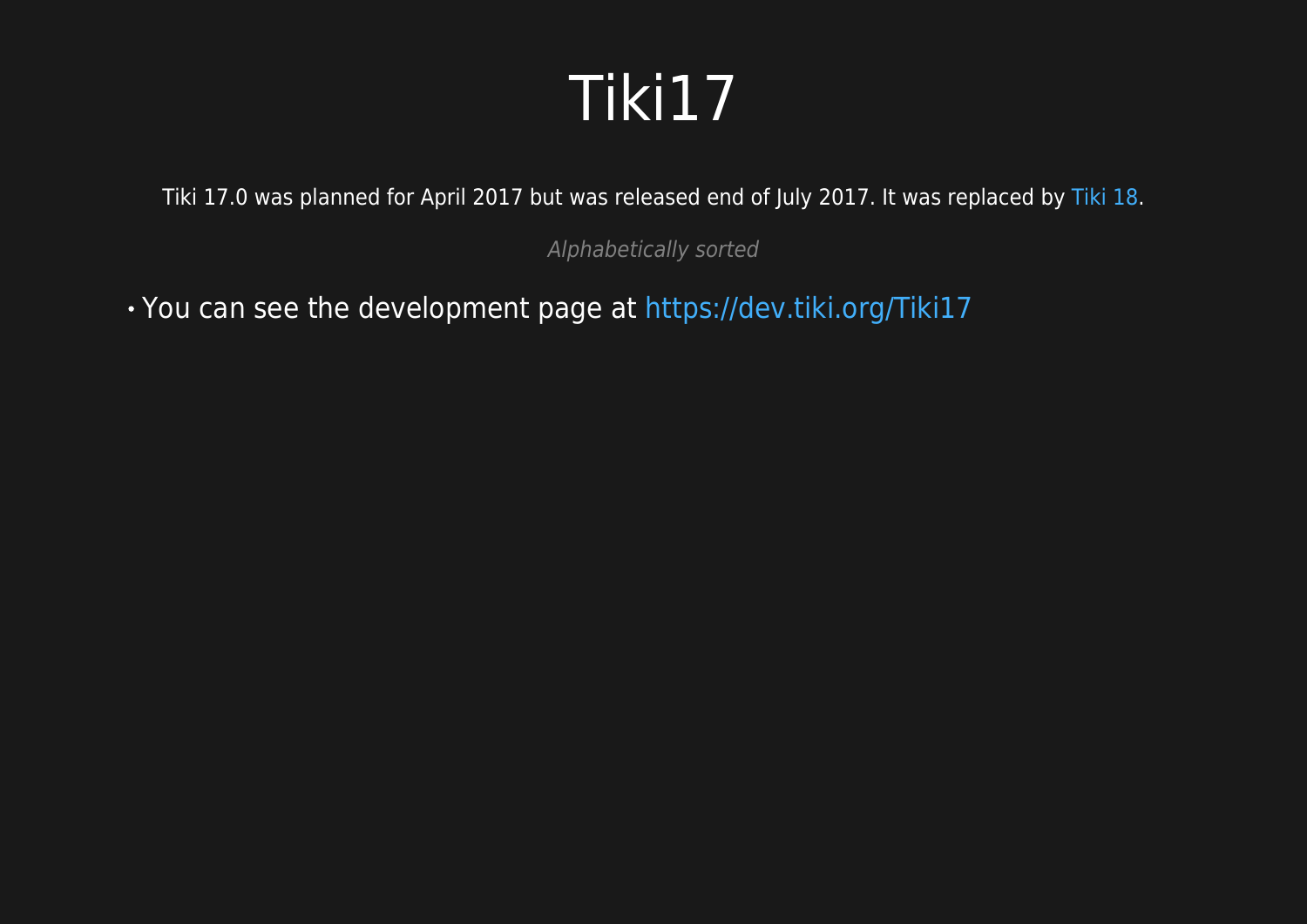# Tiki17

Tiki 17.0 was planned for April 2017 but was released end of July 2017. It was replaced by Tiki 18.

*Alphabetically sorted*

- You can see the development page at https://dev.tiki.org/Tiki17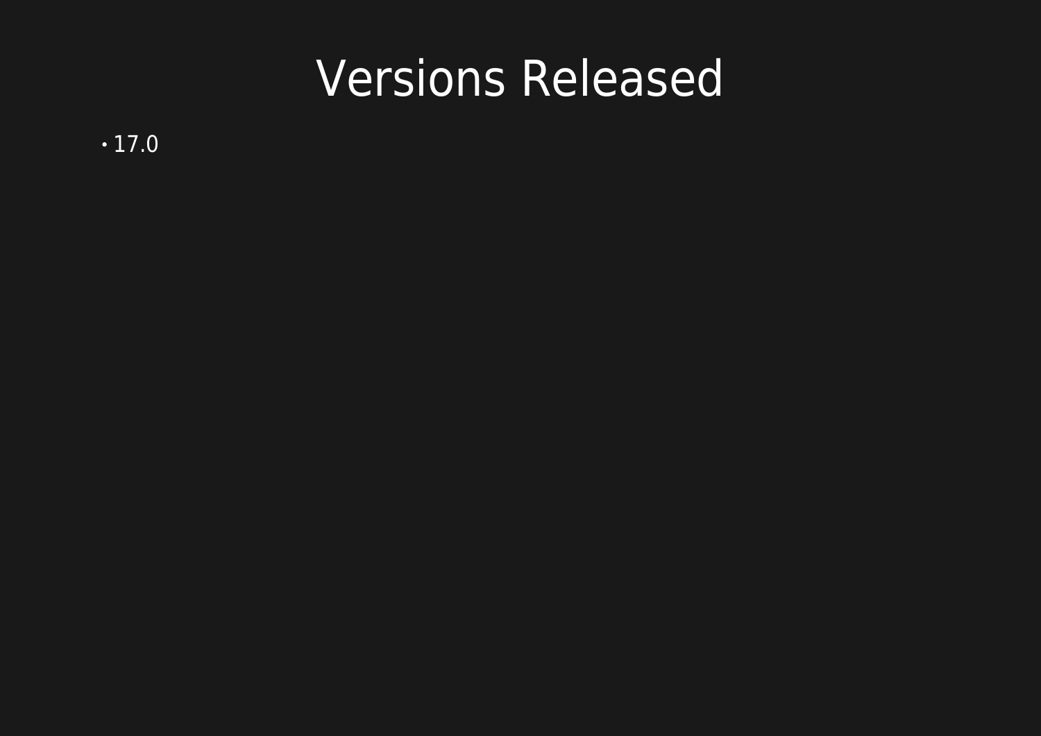# Versions Released

- 17.0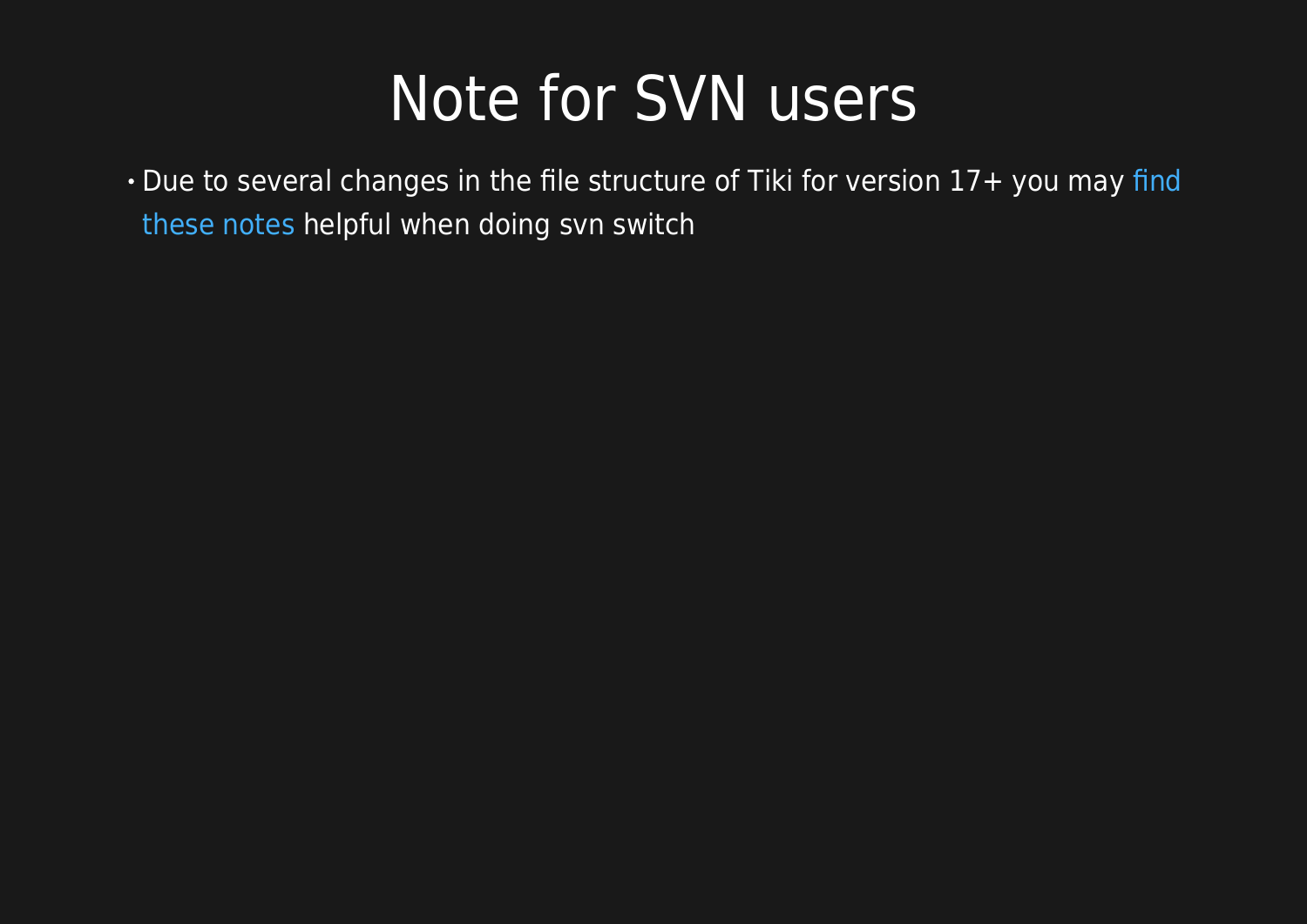# Note for SVN users

- Due to several changes in the file structure of Tiki for version 17+ you may find these notes helpful when doing svn switch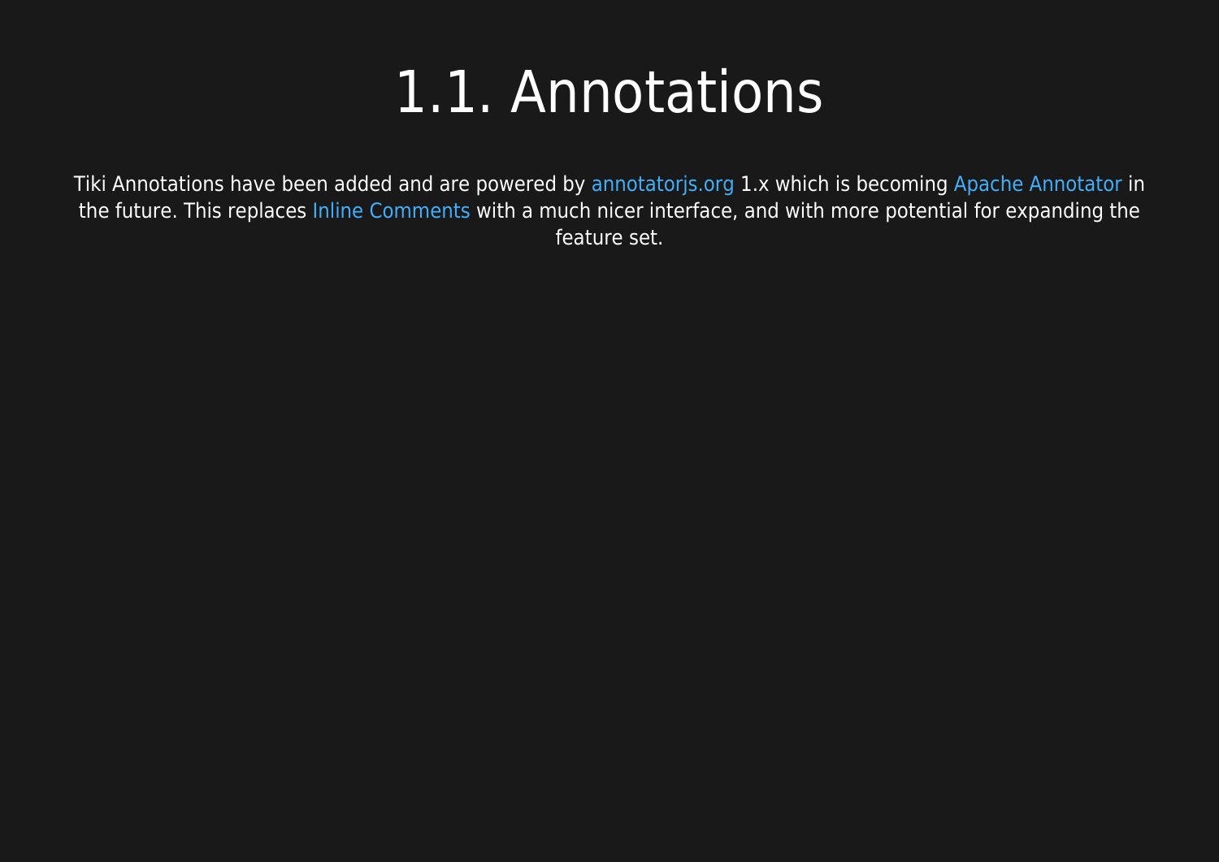# 1.1. Annotations

Tiki Annotations have been added and are powered by annotatorjs.org 1.x which is becoming Apache Annotator in the future. This replaces Inline Comments with a much nicer interface, and with more potential for expanding the feature set.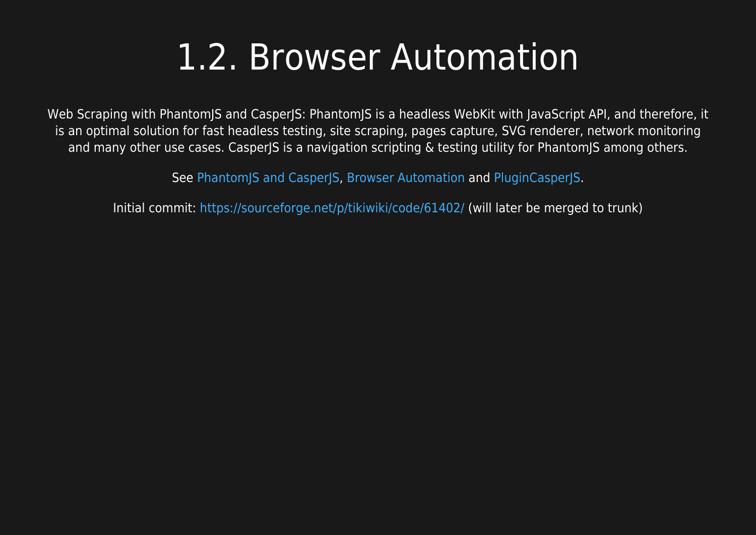# 1.2. Browser Automation

Web Scraping with PhantomJS and CasperJS: PhantomJS is a headless WebKit with JavaScript API, and therefore, it is an optimal solution for fast headless testing, site scraping, pages capture, SVG renderer, network monitoring and many other use cases. CasperJS is a navigation scripting & testing utility for PhantomJS among others.

See PhantomJS and CasperJS, Browser Automation and PluginCasperJS.

Initial commit: https://sourceforge.net/p/tikiwiki/code/61402/ (will later be merged to trunk)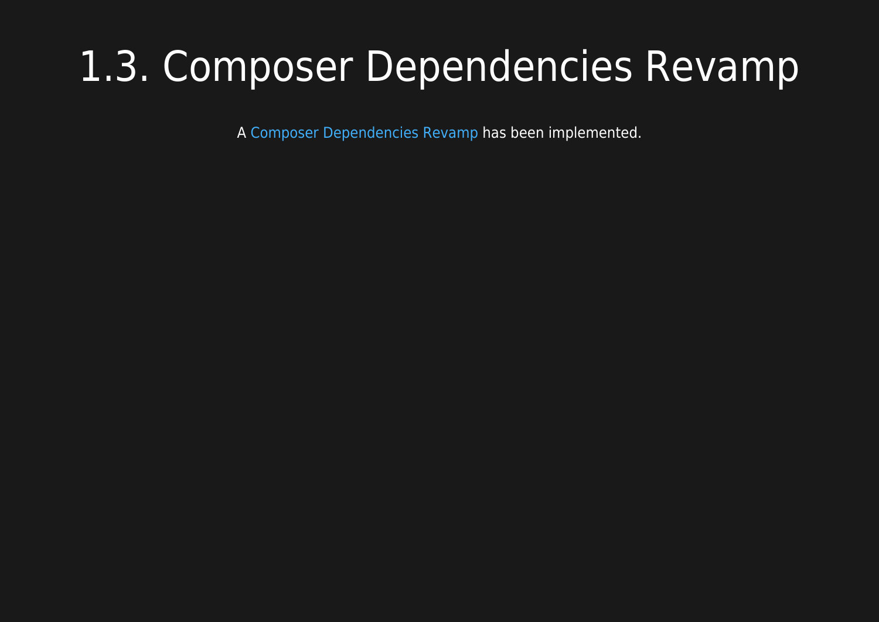# 1.3. Composer Dependencies Revamp

A Composer Dependencies Revamp has been implemented.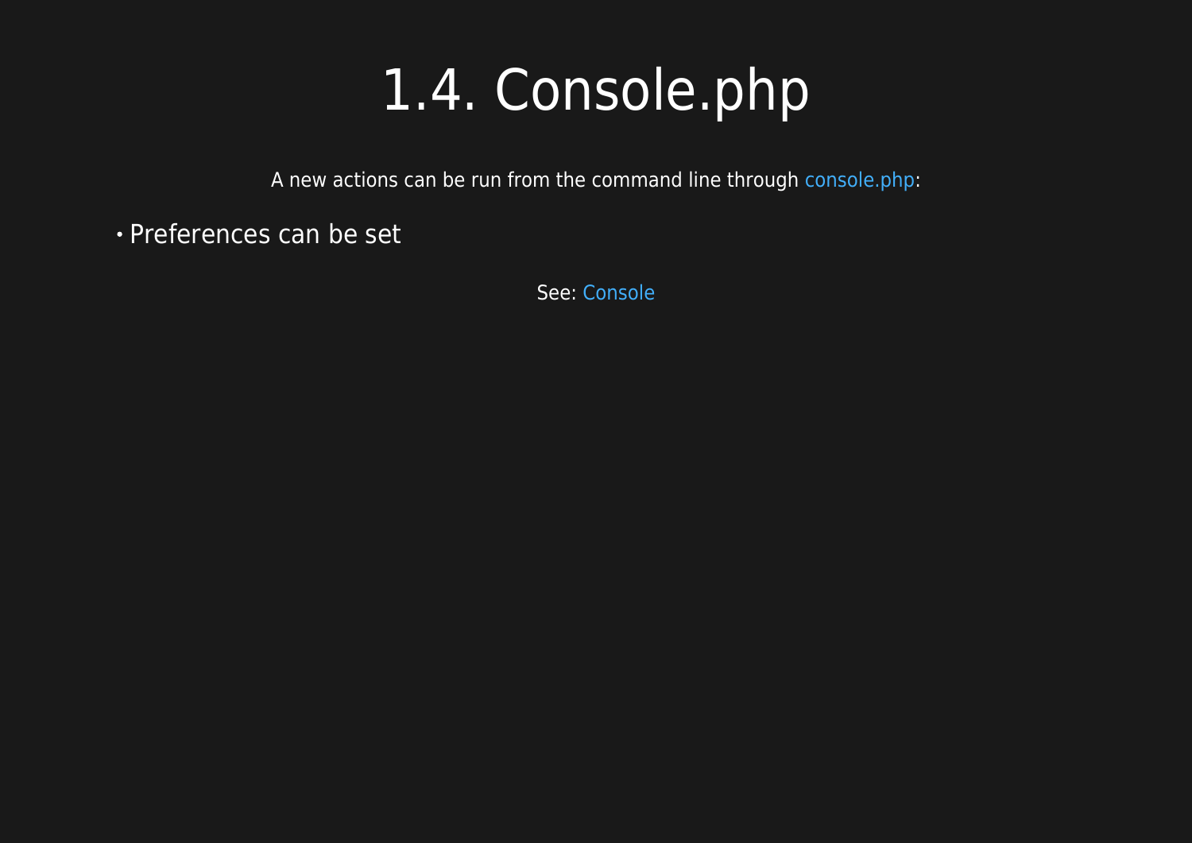# 1.4. Console.php

A new actions can be run from the command line through console.php:

- Preferences can be set

See: Console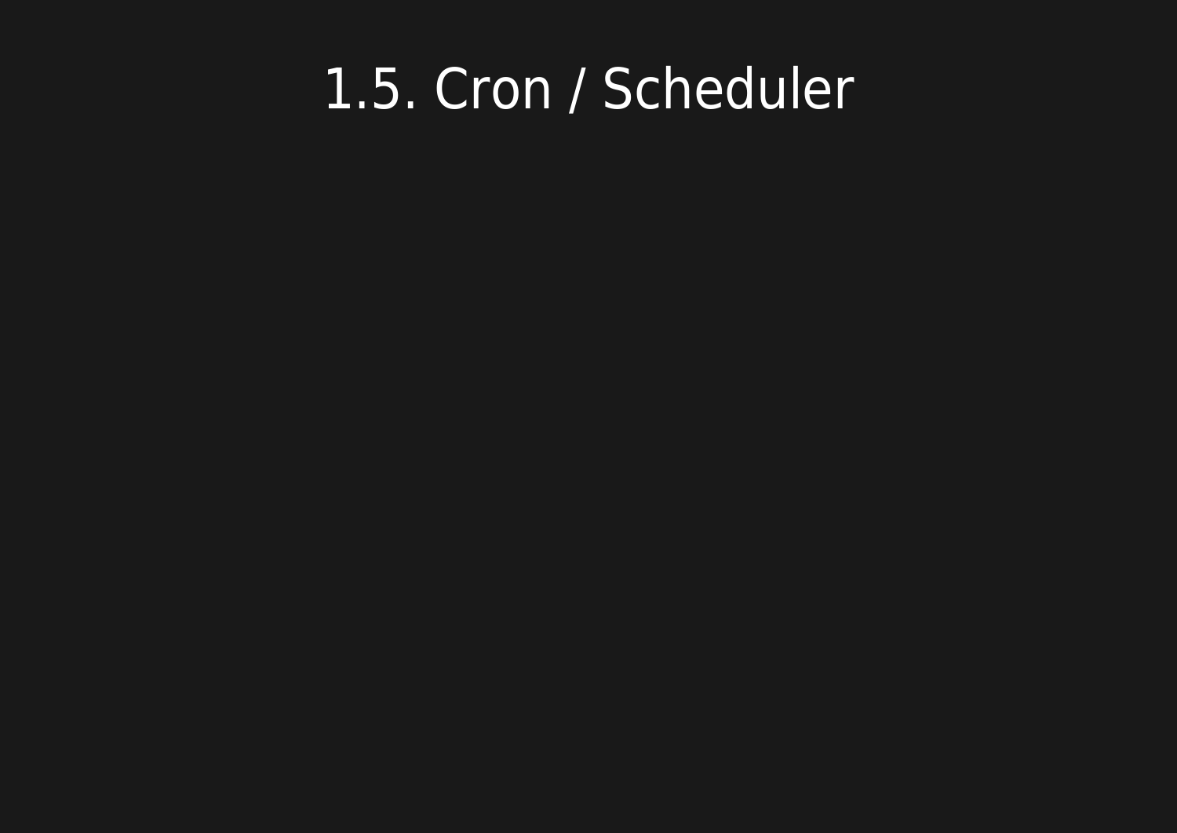# 1.5. Cron / Scheduler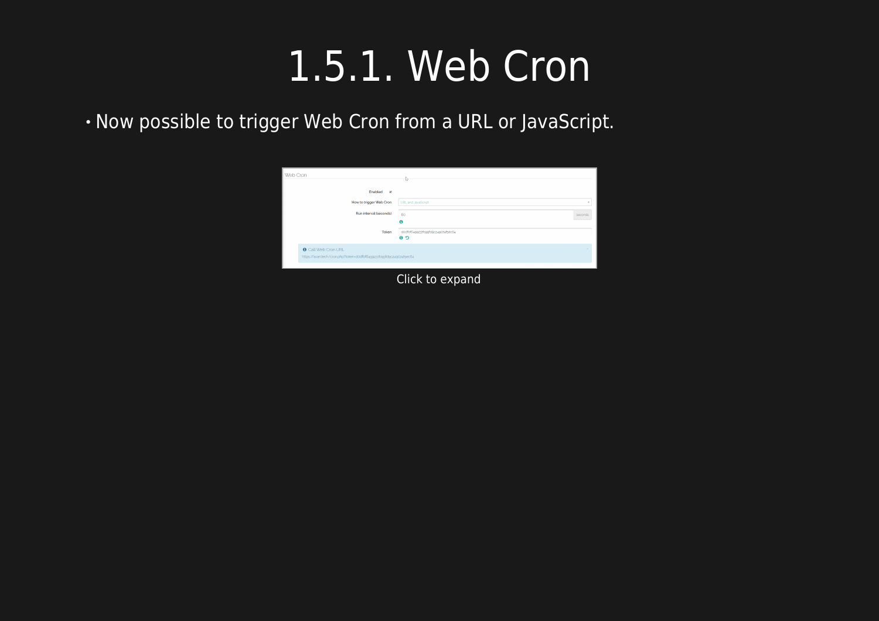# 1.5.1. Web Cron

- Now possible to trigger Web Cron from a URL or JavaScript.

Click to expand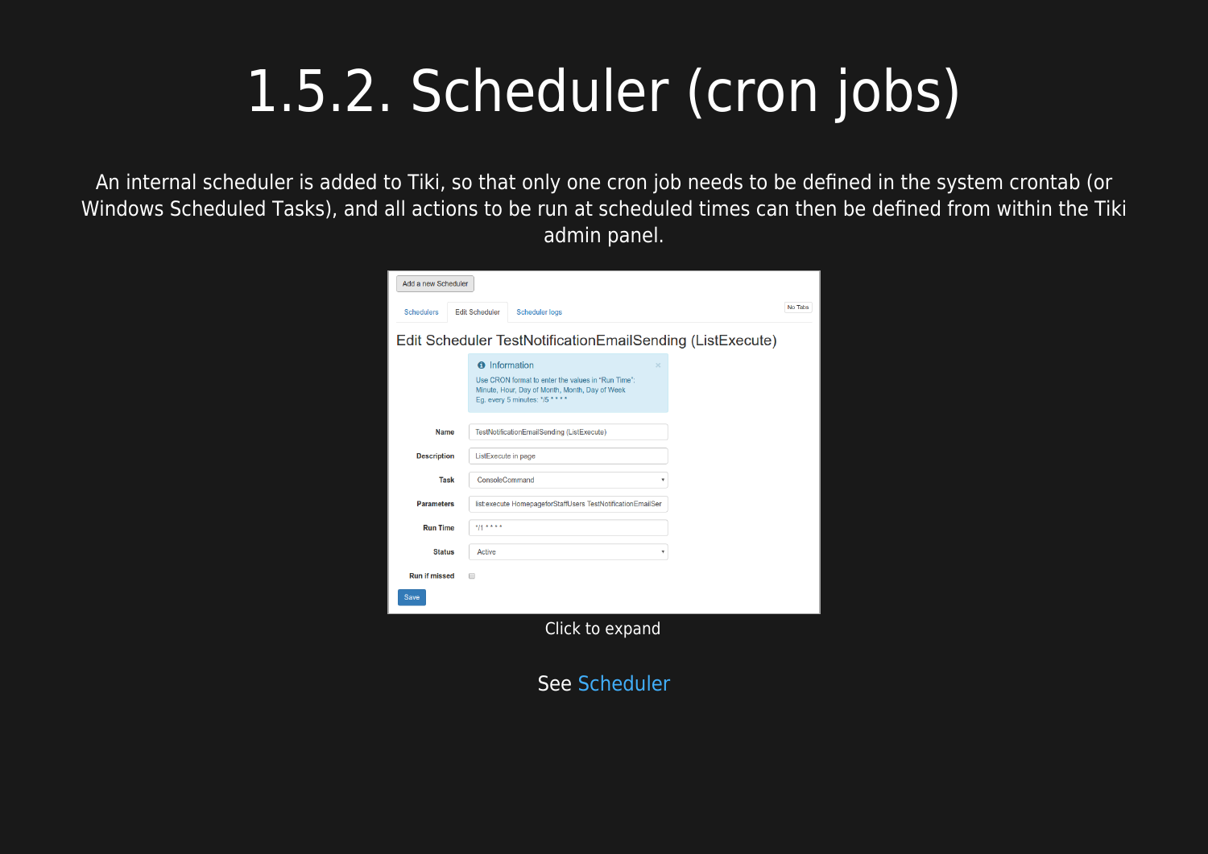# 1.5.2. Scheduler (cron jobs)

An internal scheduler is added to Tiki, so that only one cron job needs to be defined in the system crontab (or Windows Scheduled Tasks), and all actions to be run at scheduled times can then be defined from within the Tiki admin panel.

Click to expand

See Scheduler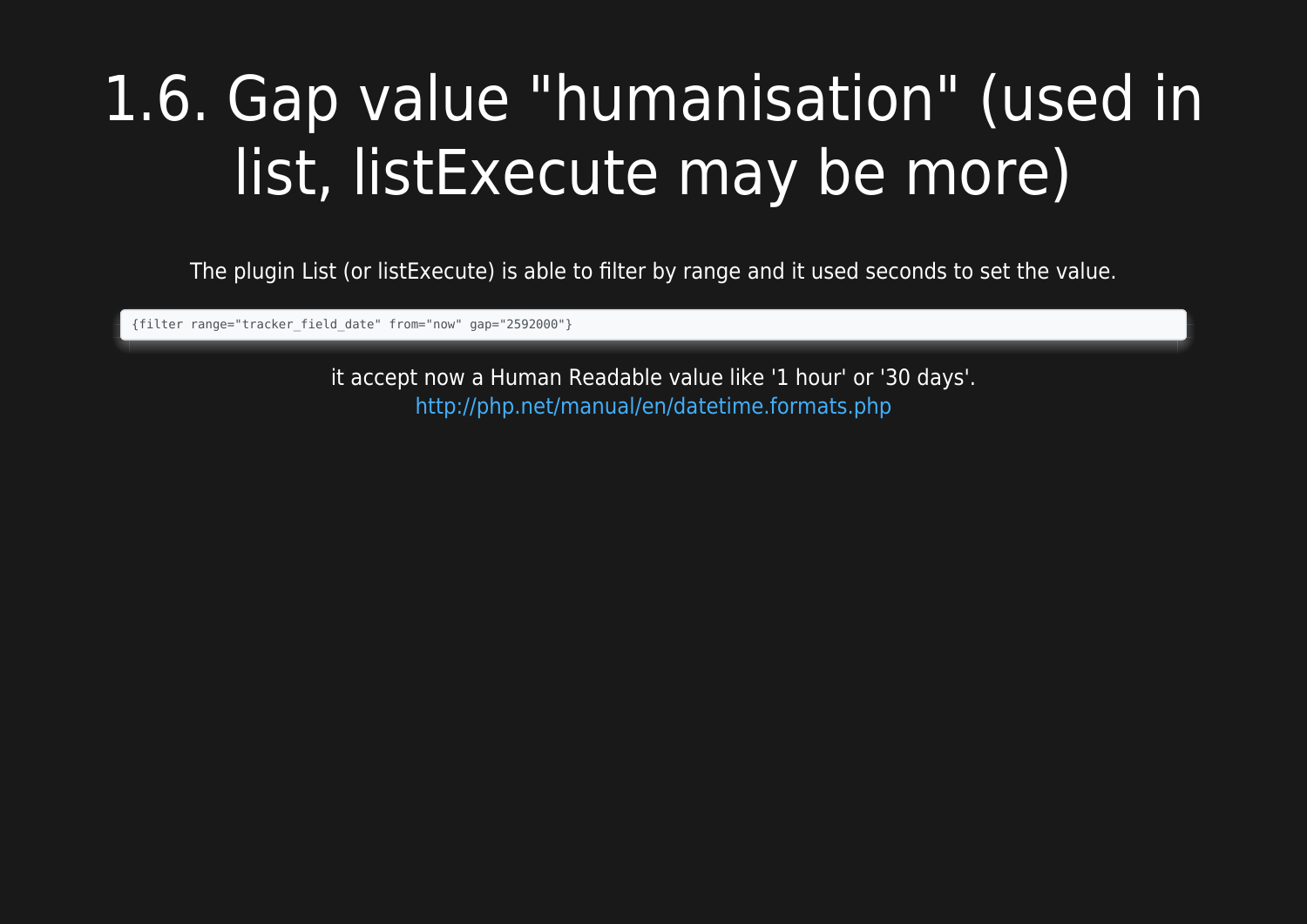# 1.6. Gap value "humanisation" (used in list, listExecute may be more)

The plugin List (or listExecute) is able to filter by range and it used seconds to set the value.

```
{filter range="tracker_field_date" from="now" gap="2592000"}
```

it accept now a Human Readable value like '1 hour' or '30 days'.
http://php.net/manual/en/datetime.formats.php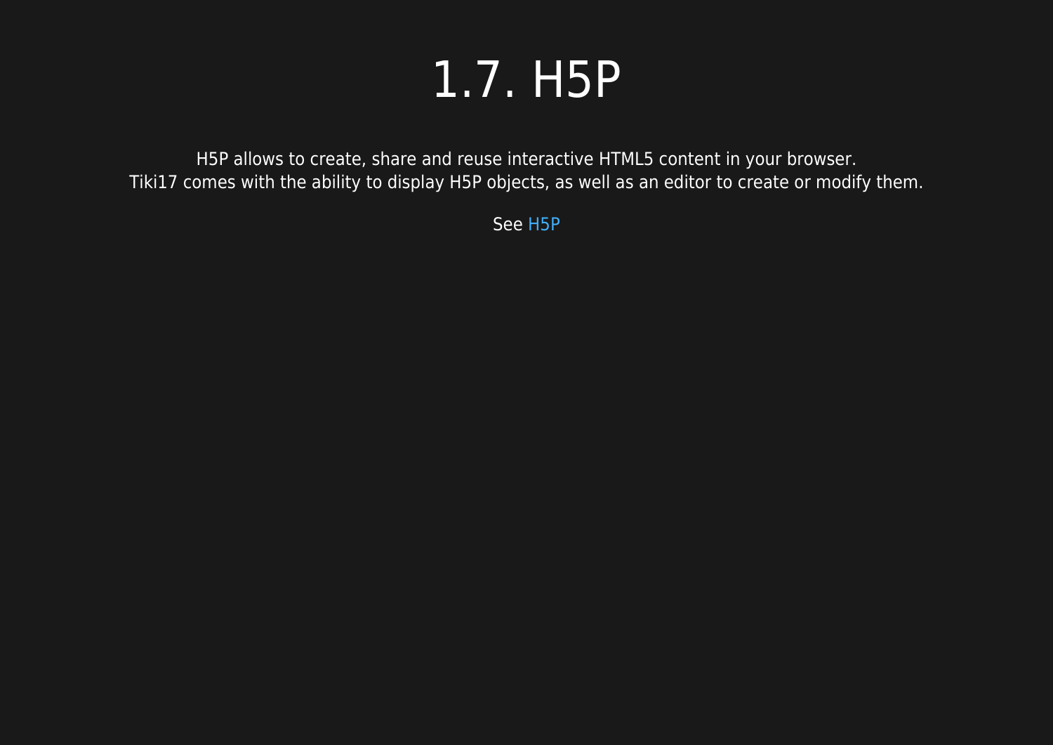# 1.7. H5P

H5P allows to create, share and reuse interactive HTML5 content in your browser.
Tiki17 comes with the ability to display H5P objects, as well as an editor to create or modify them.

See H5P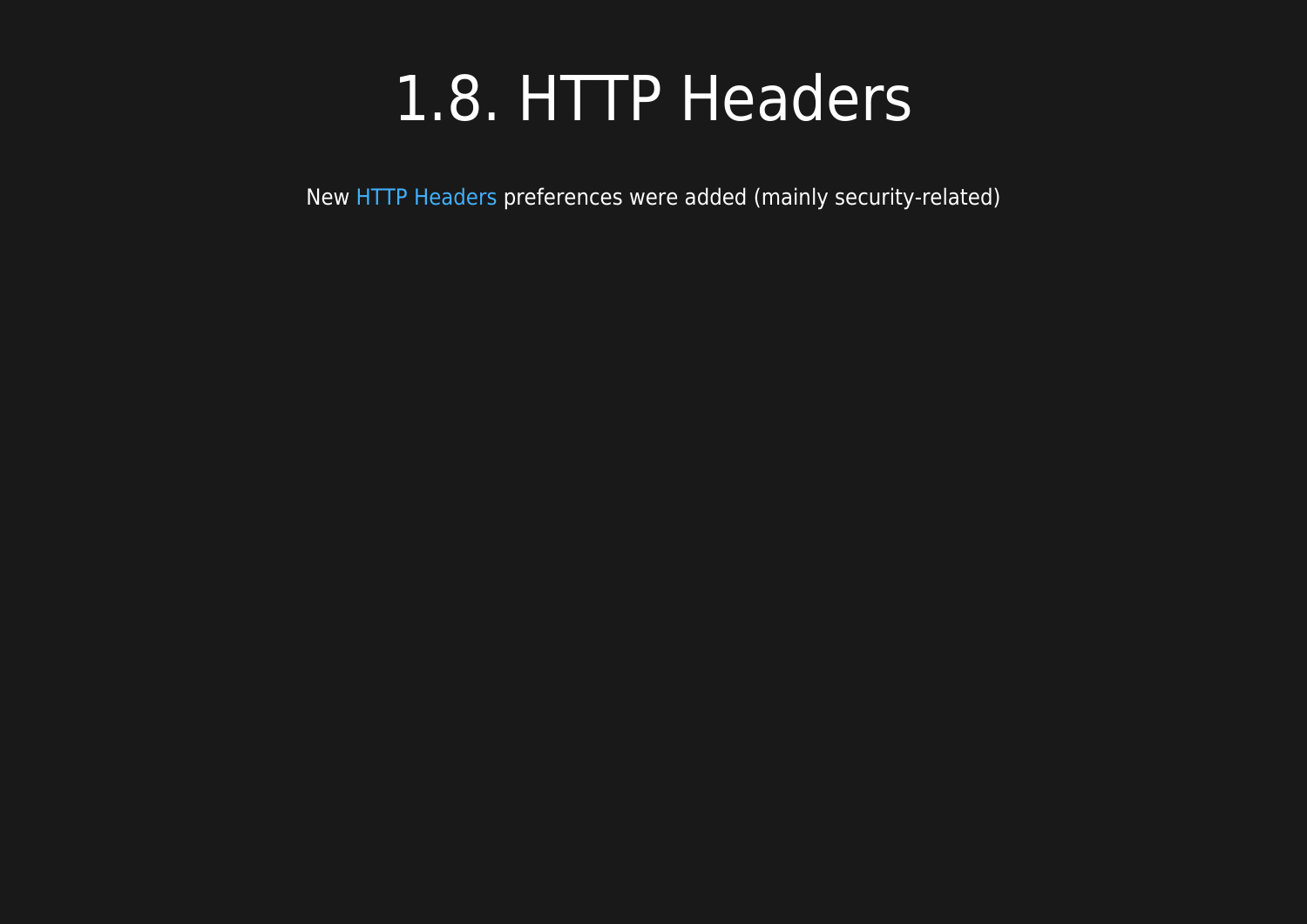# 1.8. HTTP Headers

New HTTP Headers preferences were added (mainly security-related)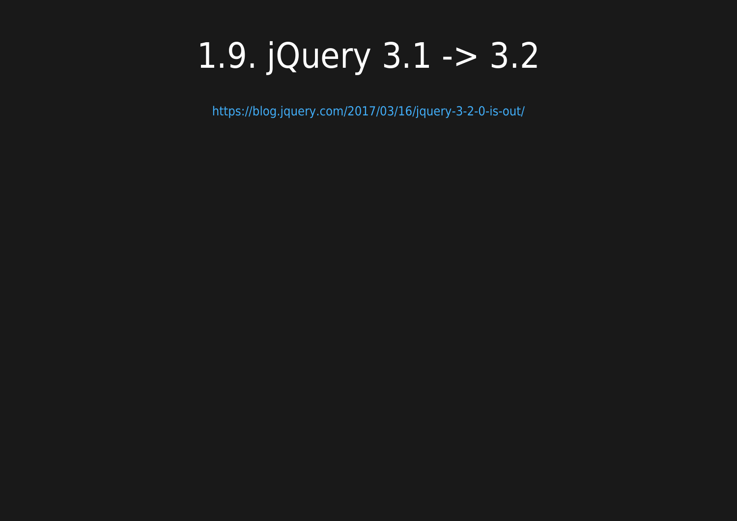# 1.9. jQuery 3.1 -> 3.2

https://blog.jquery.com/2017/03/16/jquery-3-2-0-is-out/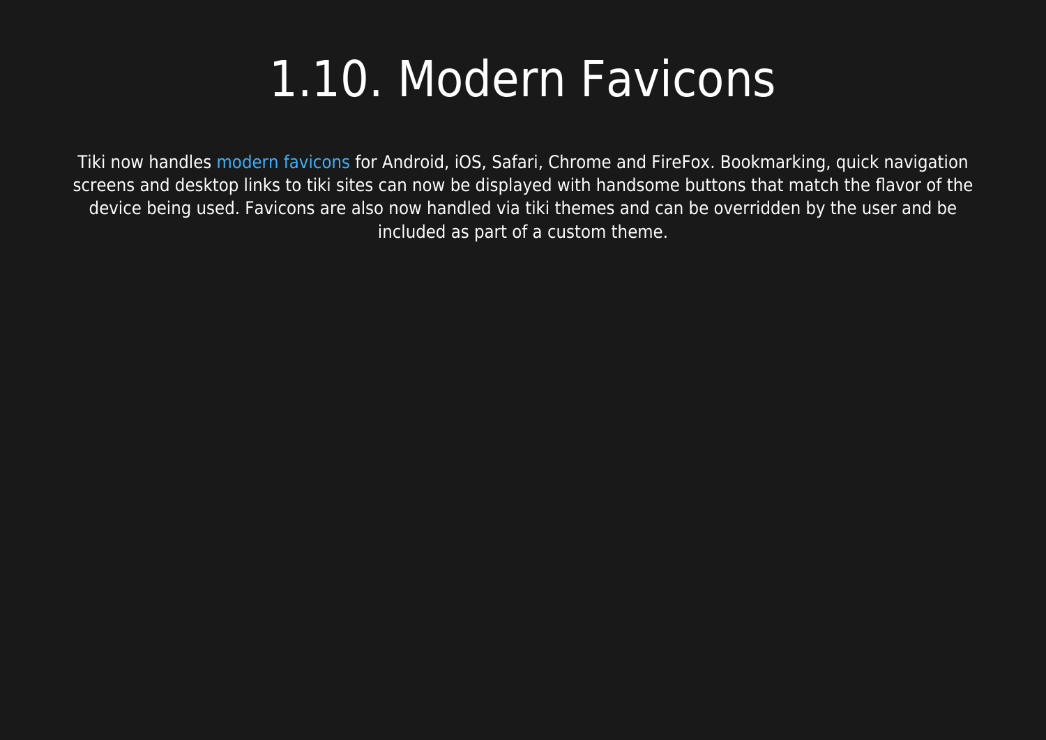# 1.10. Modern Favicons

Tiki now handles modern favicons for Android, iOS, Safari, Chrome and FireFox. Bookmarking, quick navigation screens and desktop links to tiki sites can now be displayed with handsome buttons that match the flavor of the device being used. Favicons are also now handled via tiki themes and can be overridden by the user and be included as part of a custom theme.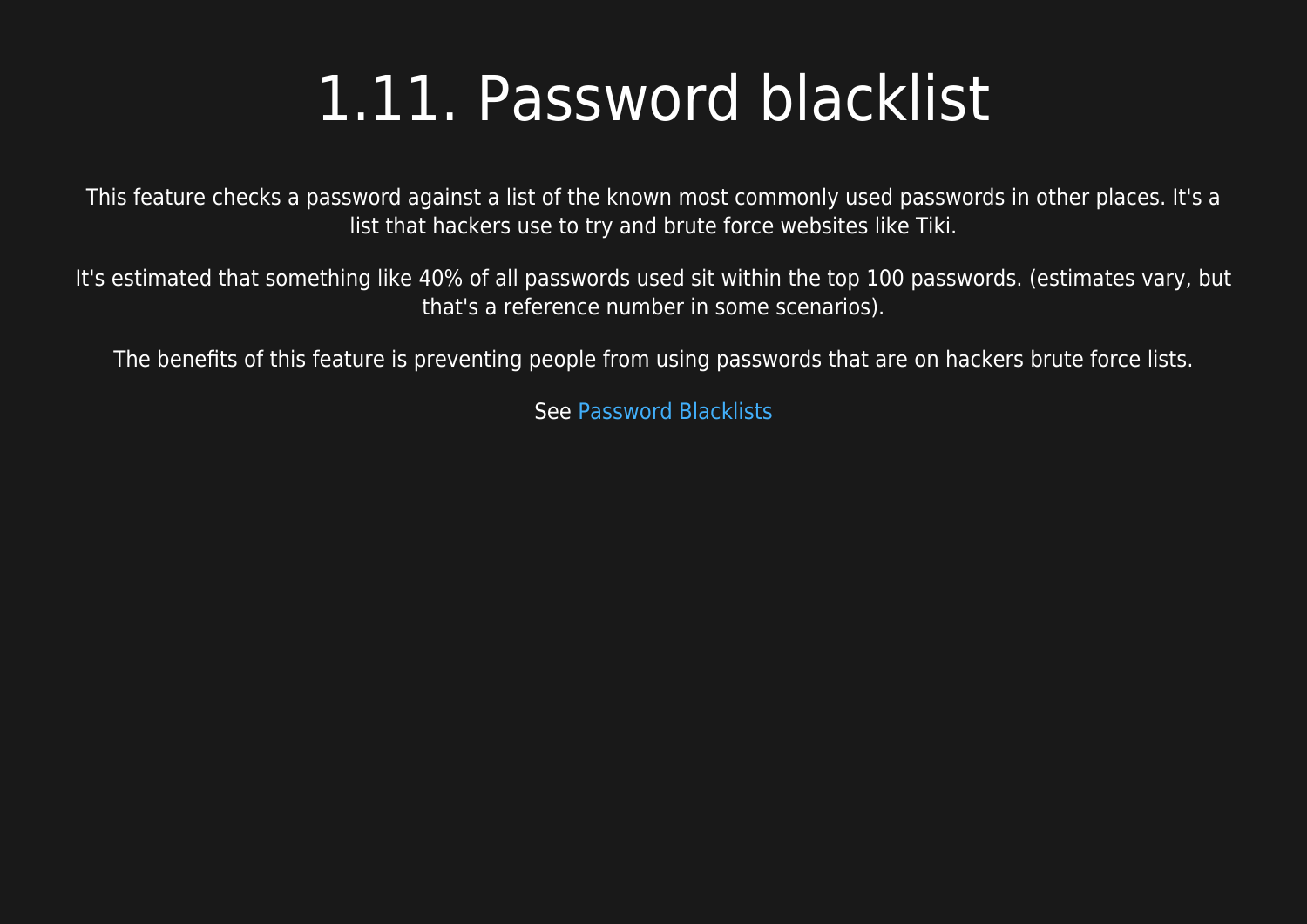# 1.11. Password blacklist

This feature checks a password against a list of the known most commonly used passwords in other places. It's a list that hackers use to try and brute force websites like Tiki.

It's estimated that something like 40% of all passwords used sit within the top 100 passwords. (estimates vary, but that's a reference number in some scenarios).

The benefits of this feature is preventing people from using passwords that are on hackers brute force lists.

See Password Blacklists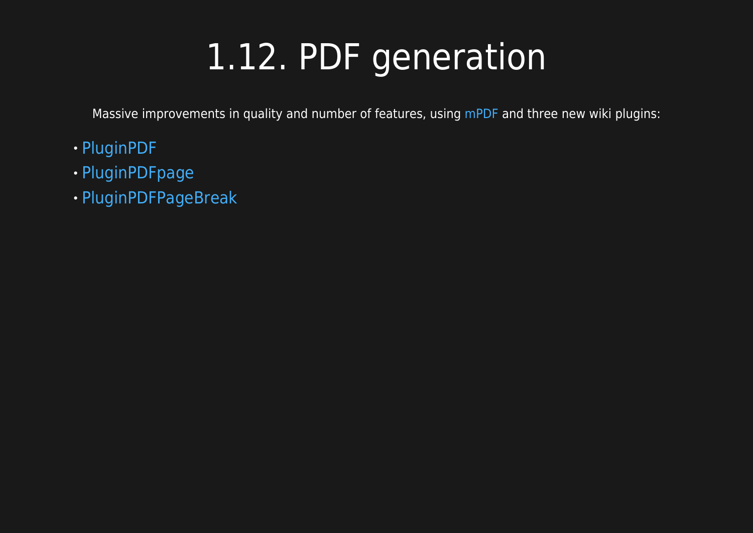# 1.12. PDF generation

Massive improvements in quality and number of features, using mPDF and three new wiki plugins:

- PluginPDF
- PluginPDFpage
- PluginPDFPageBreak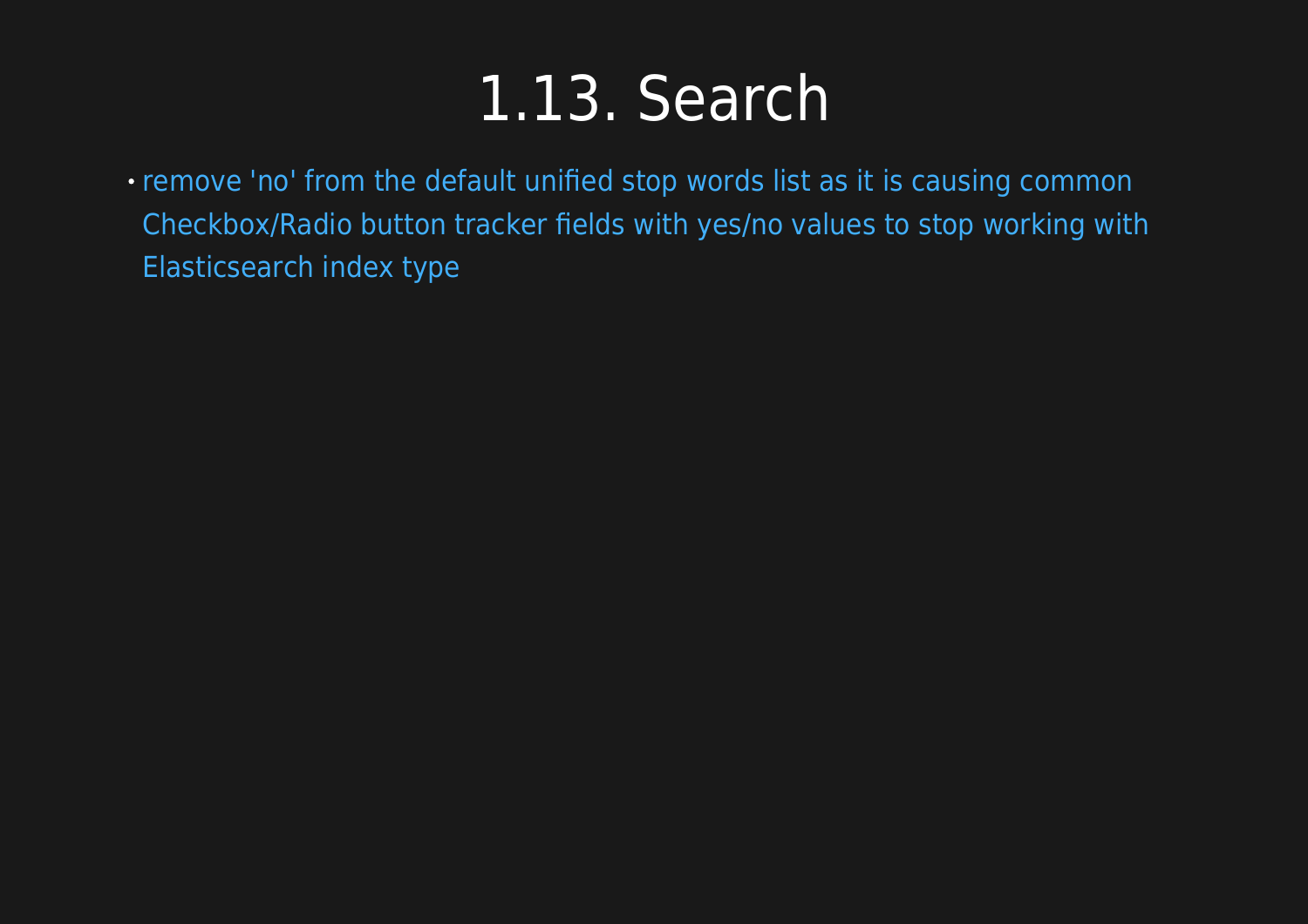# 1.13. Search

- remove 'no' from the default unified stop words list as it is causing common Checkbox/Radio button tracker fields with yes/no values to stop working with Elasticsearch index type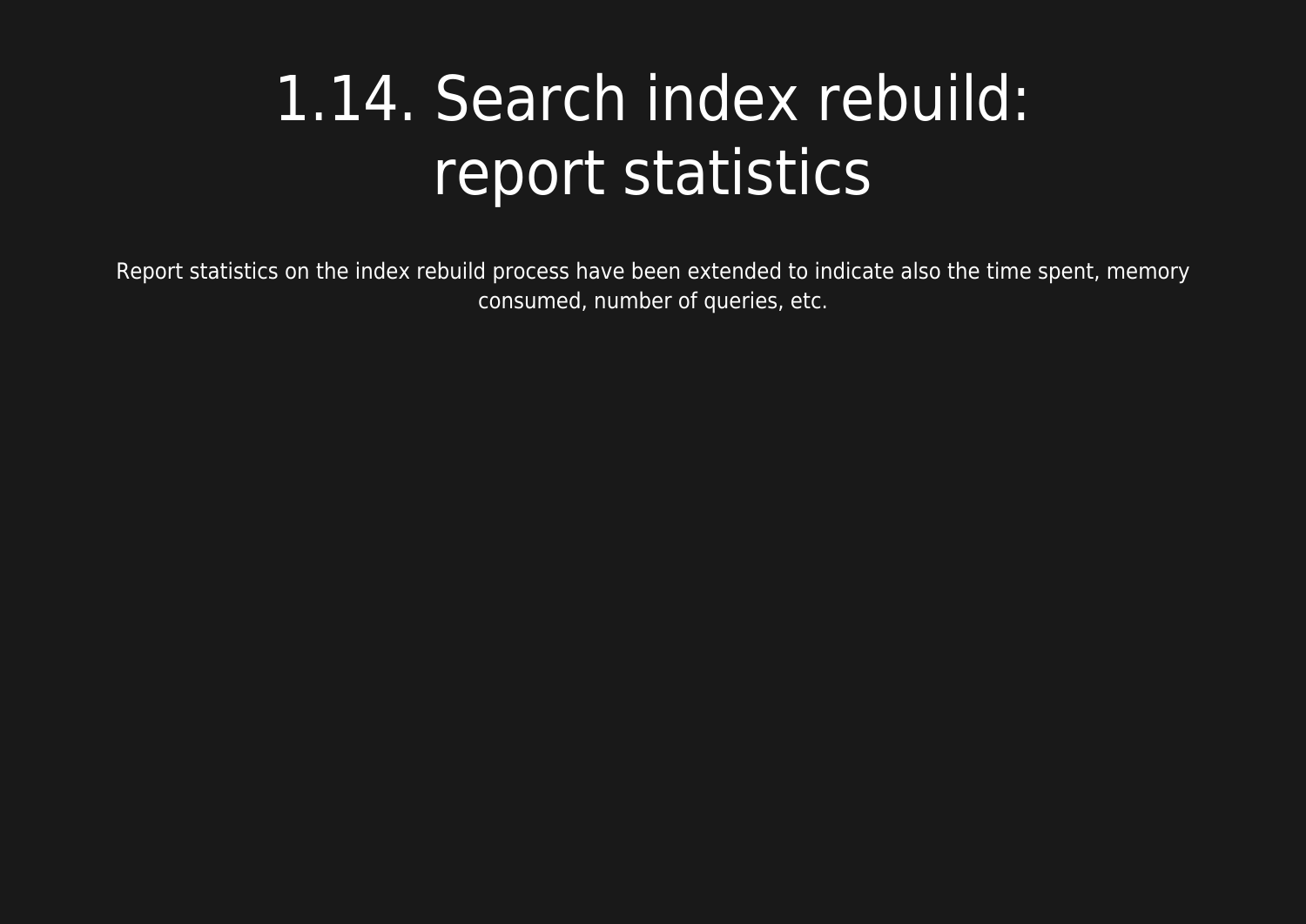# 1.14. Search index rebuild: report statistics

Report statistics on the index rebuild process have been extended to indicate also the time spent, memory consumed, number of queries, etc.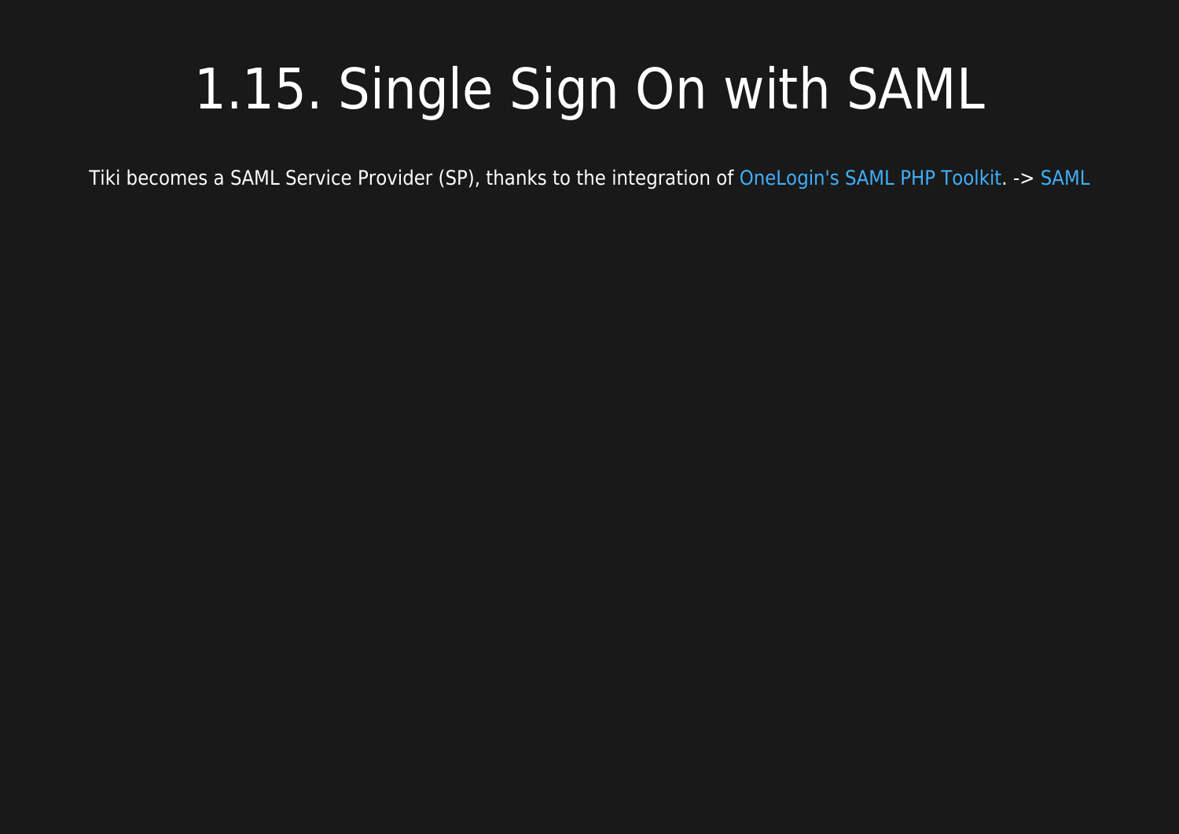# 1.15. Single Sign On with SAML

Tiki becomes a SAML Service Provider (SP), thanks to the integration of OneLogin's SAML PHP Toolkit. -> SAML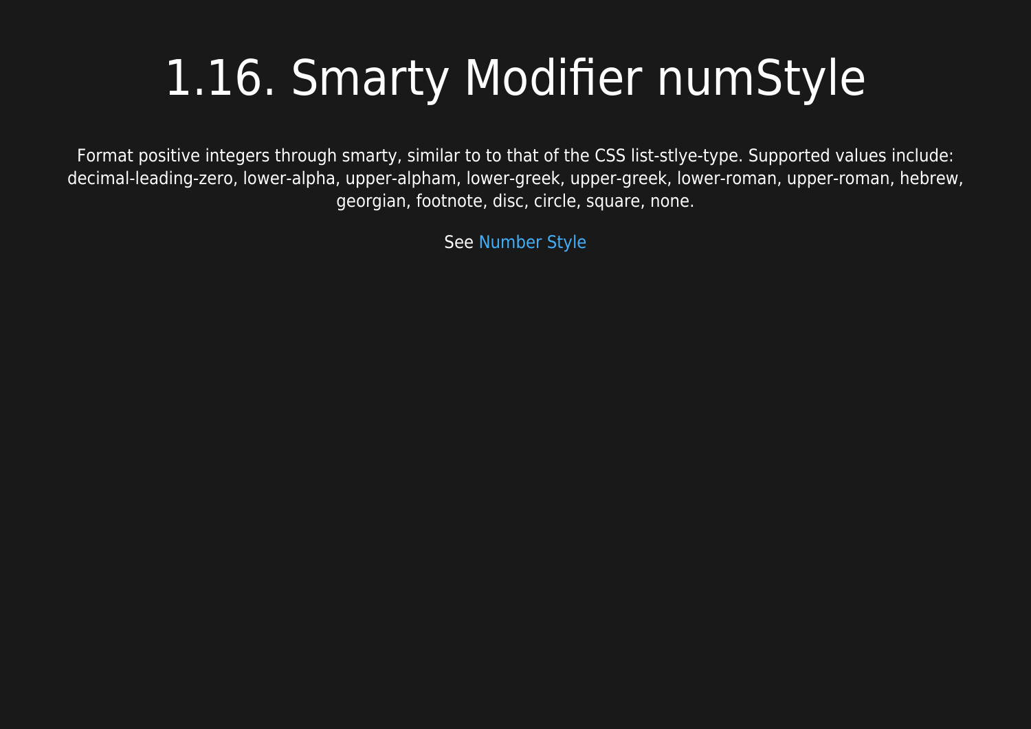# 1.16. Smarty Modifier numStyle

Format positive integers through smarty, similar to to that of the CSS list-stlye-type. Supported values include: decimal-leading-zero, lower-alpha, upper-alpham, lower-greek, upper-greek, lower-roman, upper-roman, hebrew, georgian, footnote, disc, circle, square, none.

See Number Style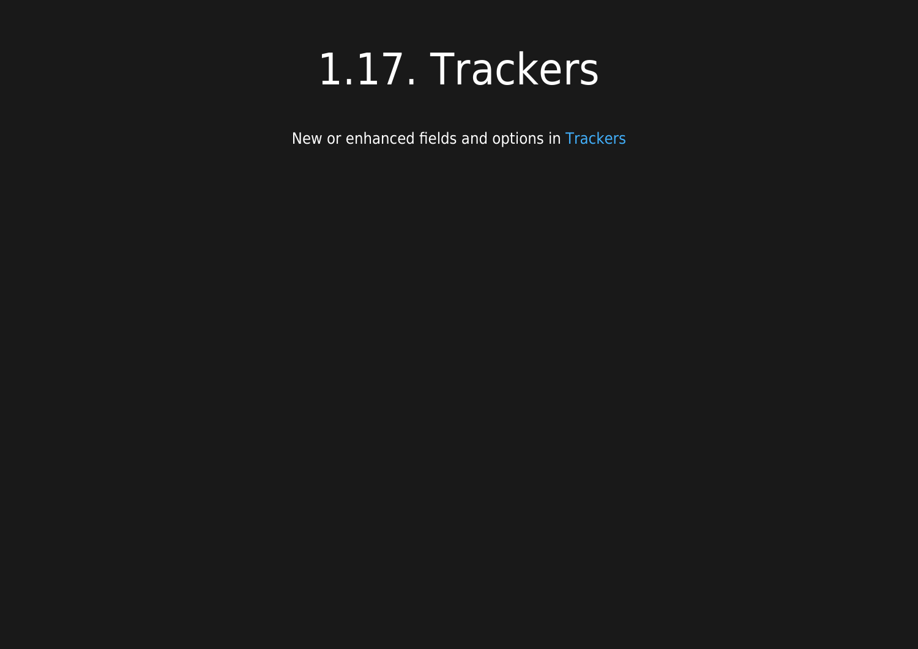# 1.17. Trackers

New or enhanced fields and options in Trackers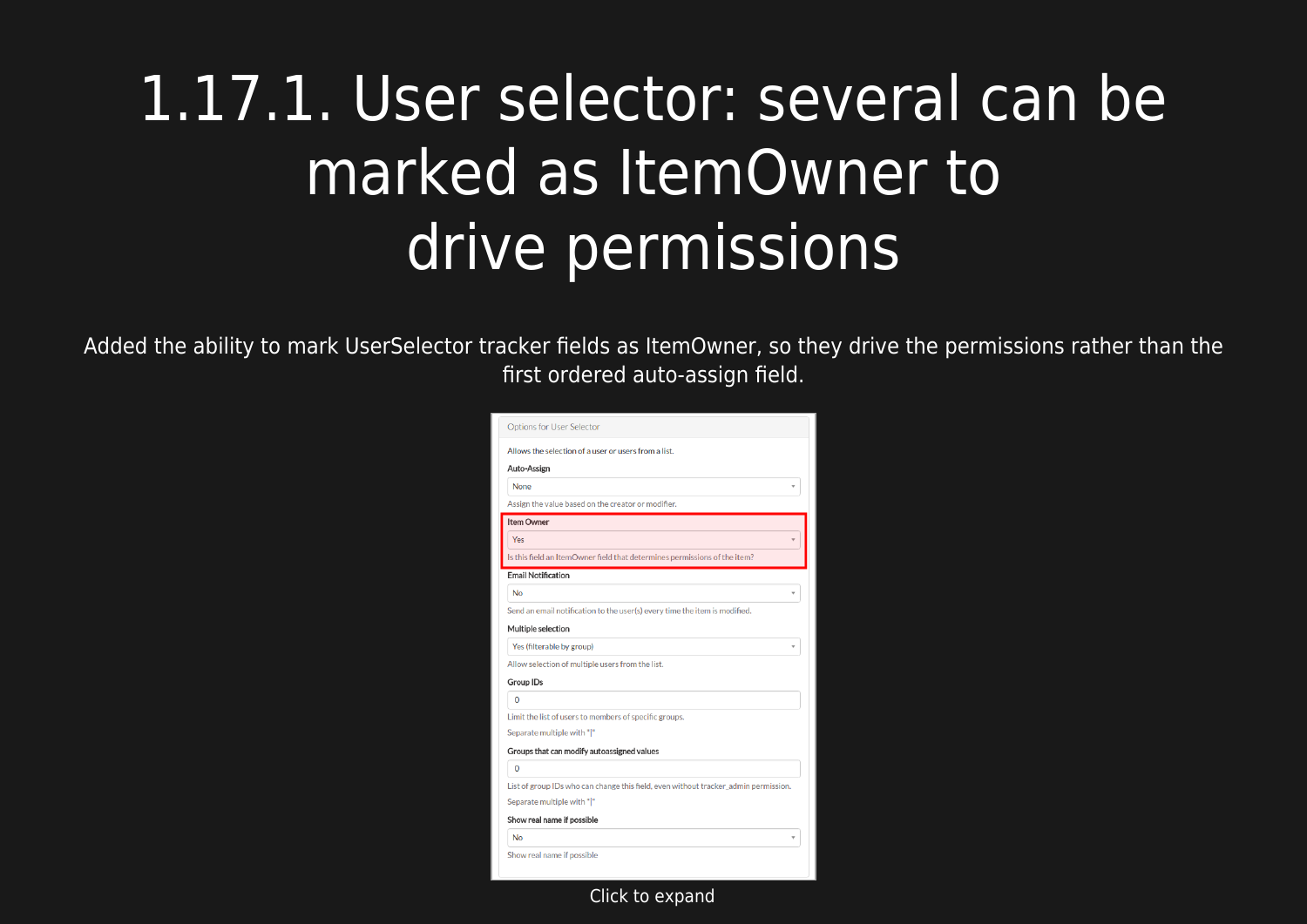# 1.17.1. User selector: several can be marked as ItemOwner to drive permissions

Added the ability to mark UserSelector tracker fields as ItemOwner, so they drive the permissions rather than the first ordered auto-assign field.

Options for User Selector

Allows the selection of a user or users from a list.

**Auto-Assign**

None

Assign the value based on the creator or modifier.

**Item Owner**

Yes

Is this field an ItemOwner field that determines permissions of the item?

**Email Notification**

No

Send an email notification to the user(s) every time the item is modified.

**Multiple selection**

Yes (filterable by group)

Allow selection of multiple users from the list.

**Group IDs**

0

Limit the list of users to members of specific groups.

Separate multiple with "|"

**Groups that can modify autoassigned values**

0

List of group IDs who can change this field, even without tracker_admin permission.

Separate multiple with "|"

**Show real name if possible**

No

Show real name if possible

Click to expand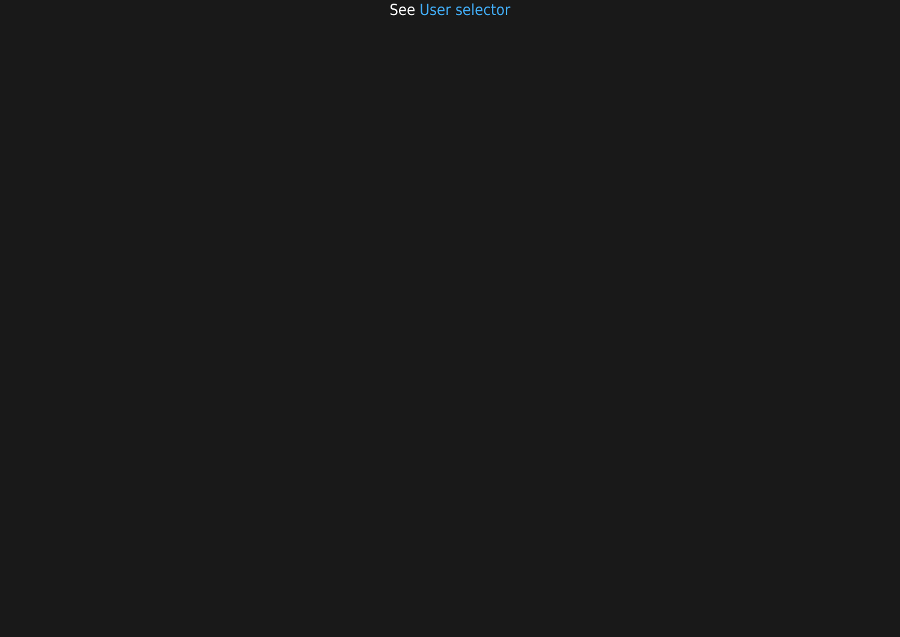See User selector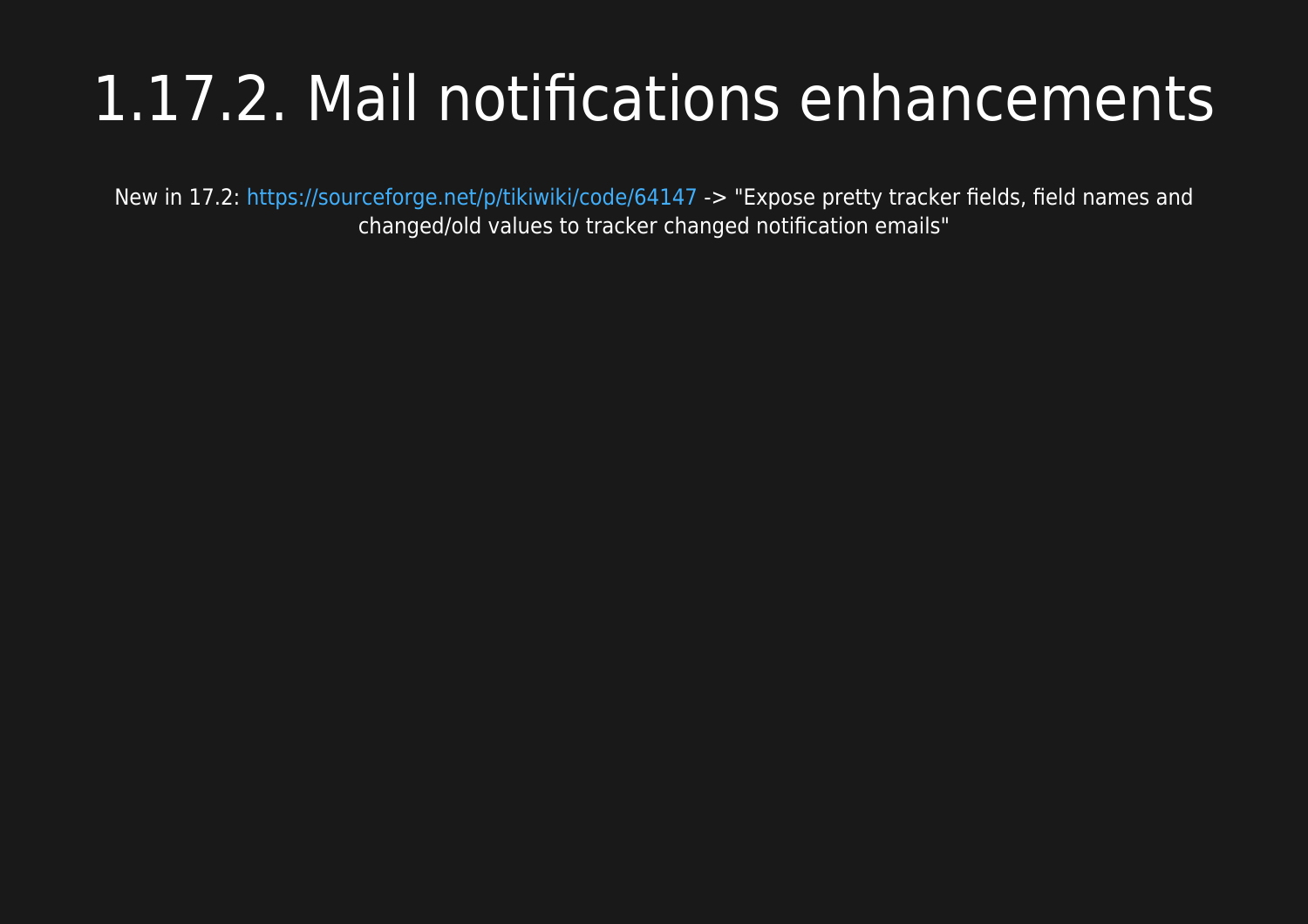# 1.17.2. Mail notifications enhancements

New in 17.2: https://sourceforge.net/p/tikiwiki/code/64147 -> "Expose pretty tracker fields, field names and changed/old values to tracker changed notification emails"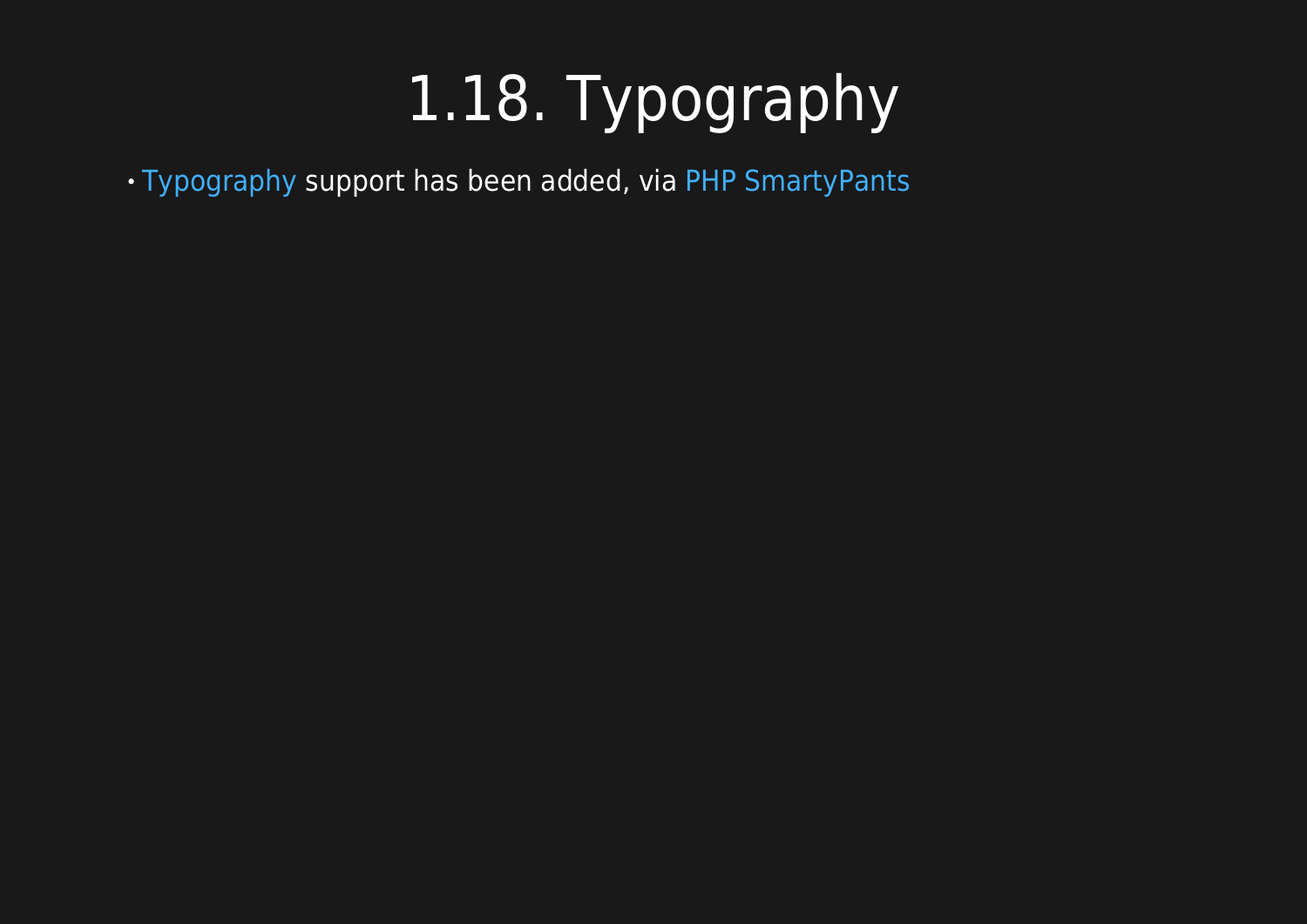# 1.18. Typography

- Typography support has been added, via PHP SmartyPants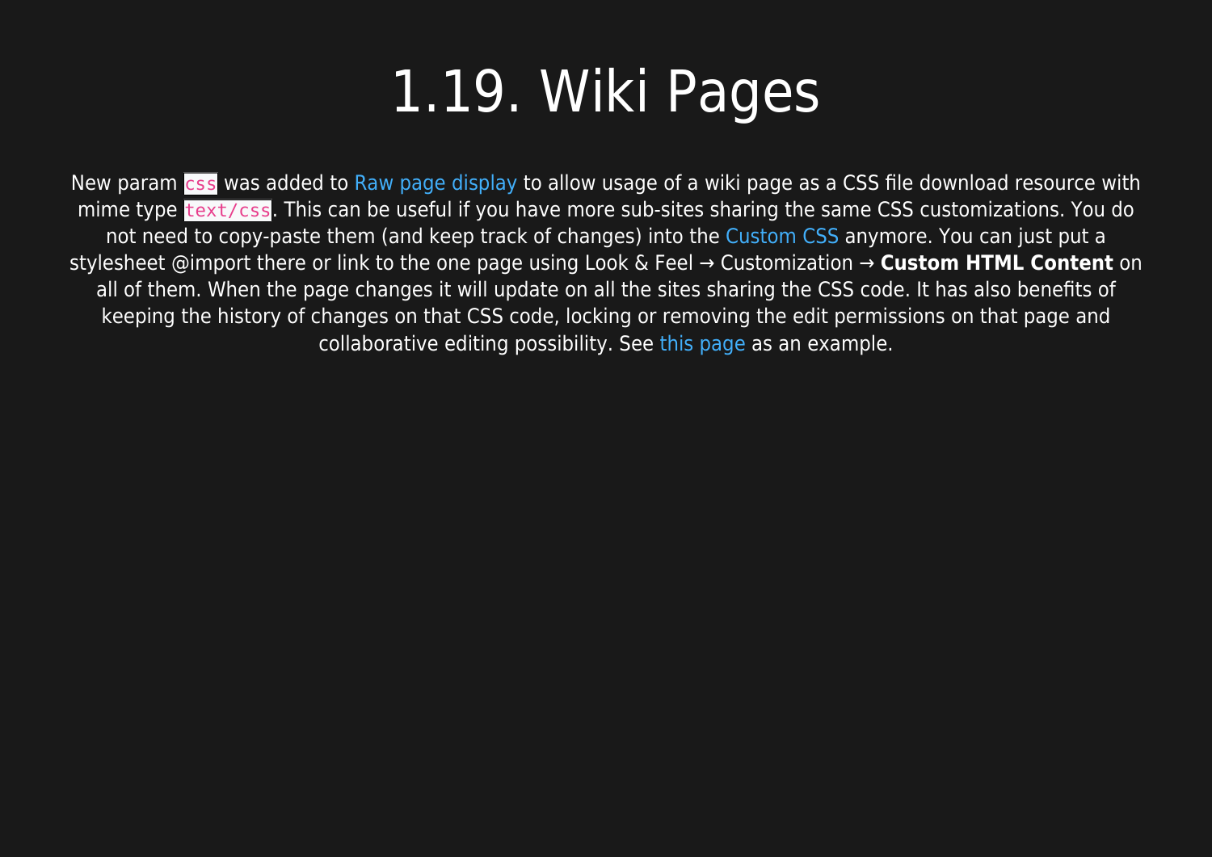# 1.19. Wiki Pages

New param `css` was added to Raw page display to allow usage of a wiki page as a CSS file download resource with mime type `text/css`. This can be useful if you have more sub-sites sharing the same CSS customizations. You do not need to copy-paste them (and keep track of changes) into the Custom CSS anymore. You can just put a stylesheet @import there or link to the one page using Look & Feel → Customization → **Custom HTML Content** on all of them. When the page changes it will update on all the sites sharing the CSS code. It has also benefits of keeping the history of changes on that CSS code, locking or removing the edit permissions on that page and collaborative editing possibility. See this page as an example.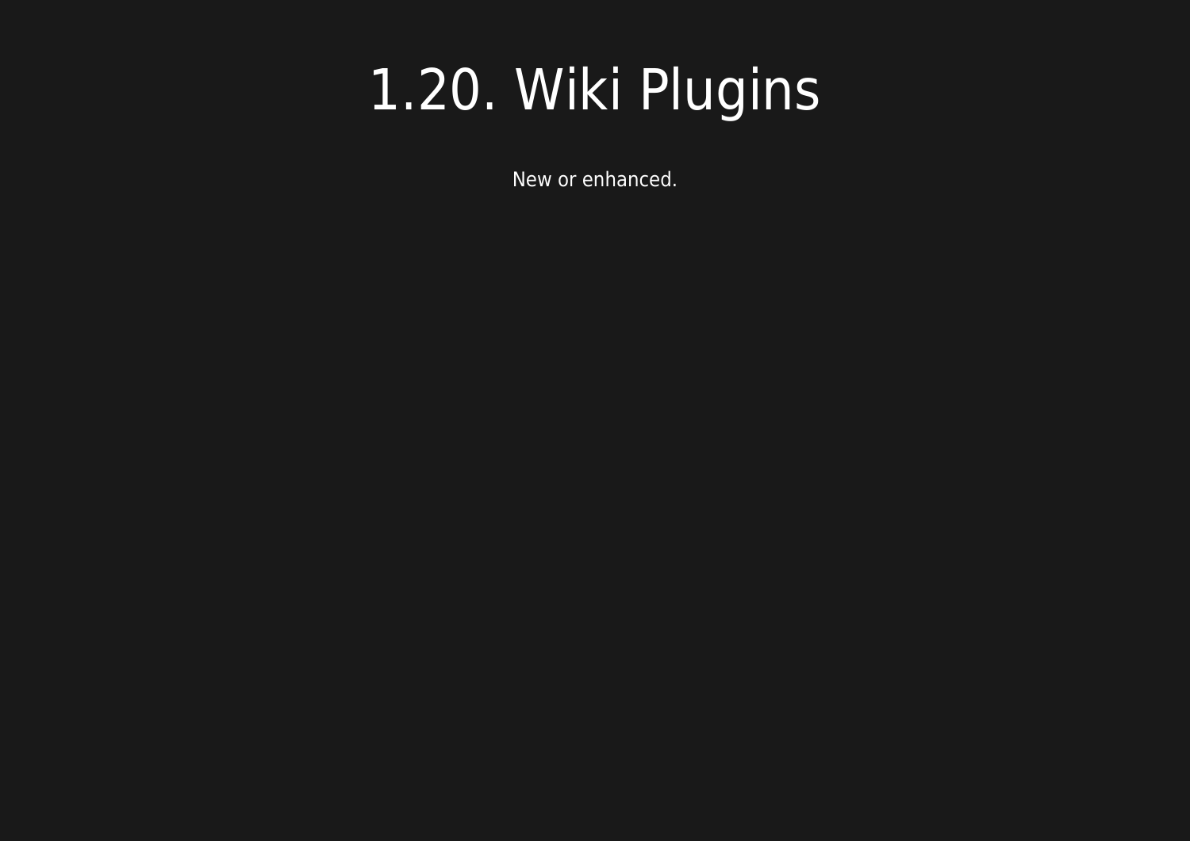# 1.20. Wiki Plugins

New or enhanced.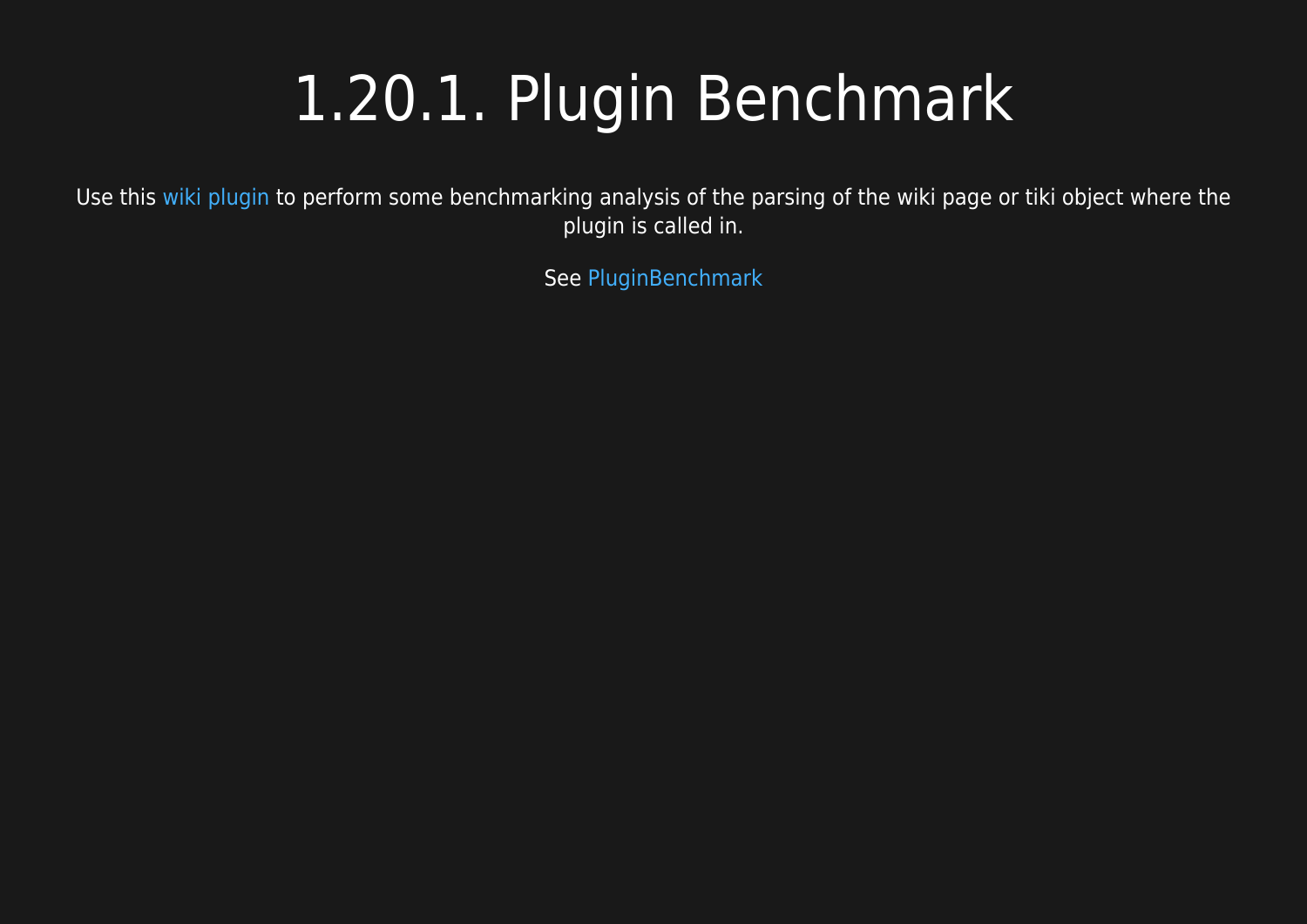# 1.20.1. Plugin Benchmark

Use this wiki plugin to perform some benchmarking analysis of the parsing of the wiki page or tiki object where the plugin is called in.

See PluginBenchmark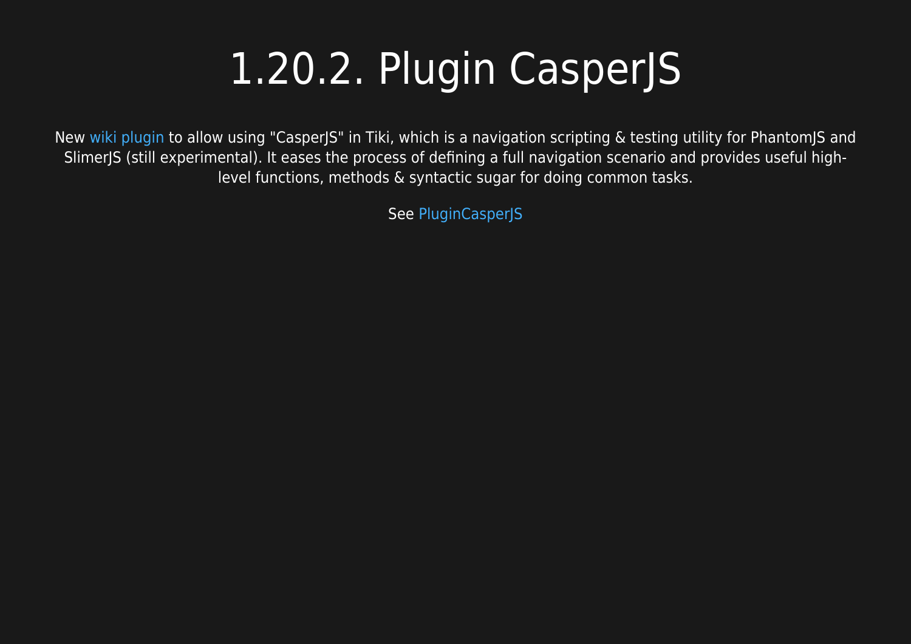# 1.20.2. Plugin CasperJS

New wiki plugin to allow using "CasperJS" in Tiki, which is a navigation scripting & testing utility for PhantomJS and SlimerJS (still experimental). It eases the process of defining a full navigation scenario and provides useful high-level functions, methods & syntactic sugar for doing common tasks.

See PluginCasperJS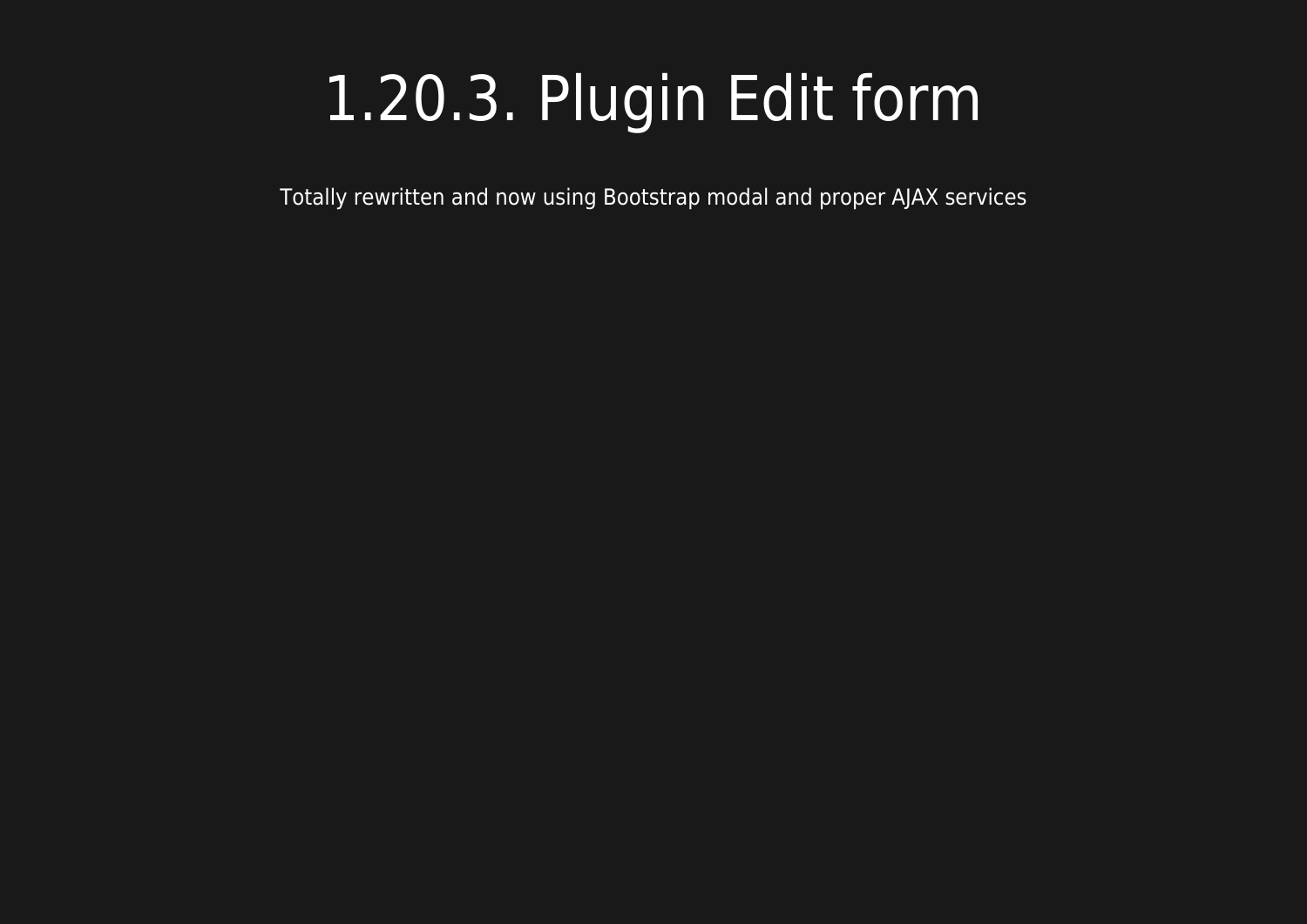# 1.20.3. Plugin Edit form

Totally rewritten and now using Bootstrap modal and proper AJAX services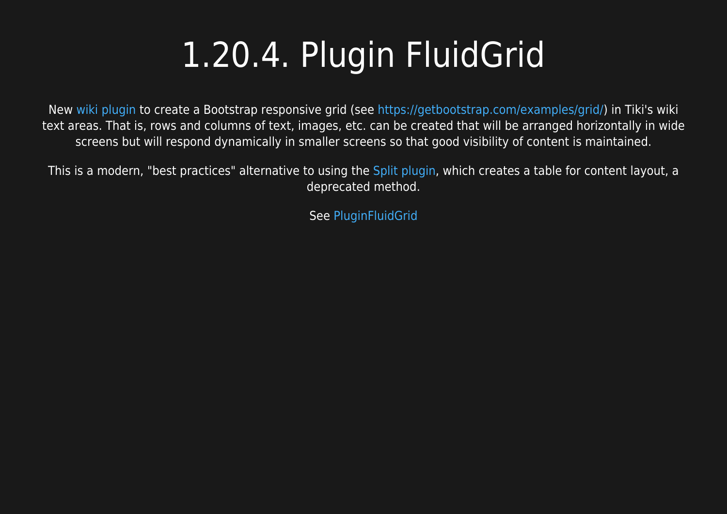# 1.20.4. Plugin FluidGrid

New wiki plugin to create a Bootstrap responsive grid (see https://getbootstrap.com/examples/grid/) in Tiki's wiki text areas. That is, rows and columns of text, images, etc. can be created that will be arranged horizontally in wide screens but will respond dynamically in smaller screens so that good visibility of content is maintained.

This is a modern, "best practices" alternative to using the Split plugin, which creates a table for content layout, a deprecated method.

See PluginFluidGrid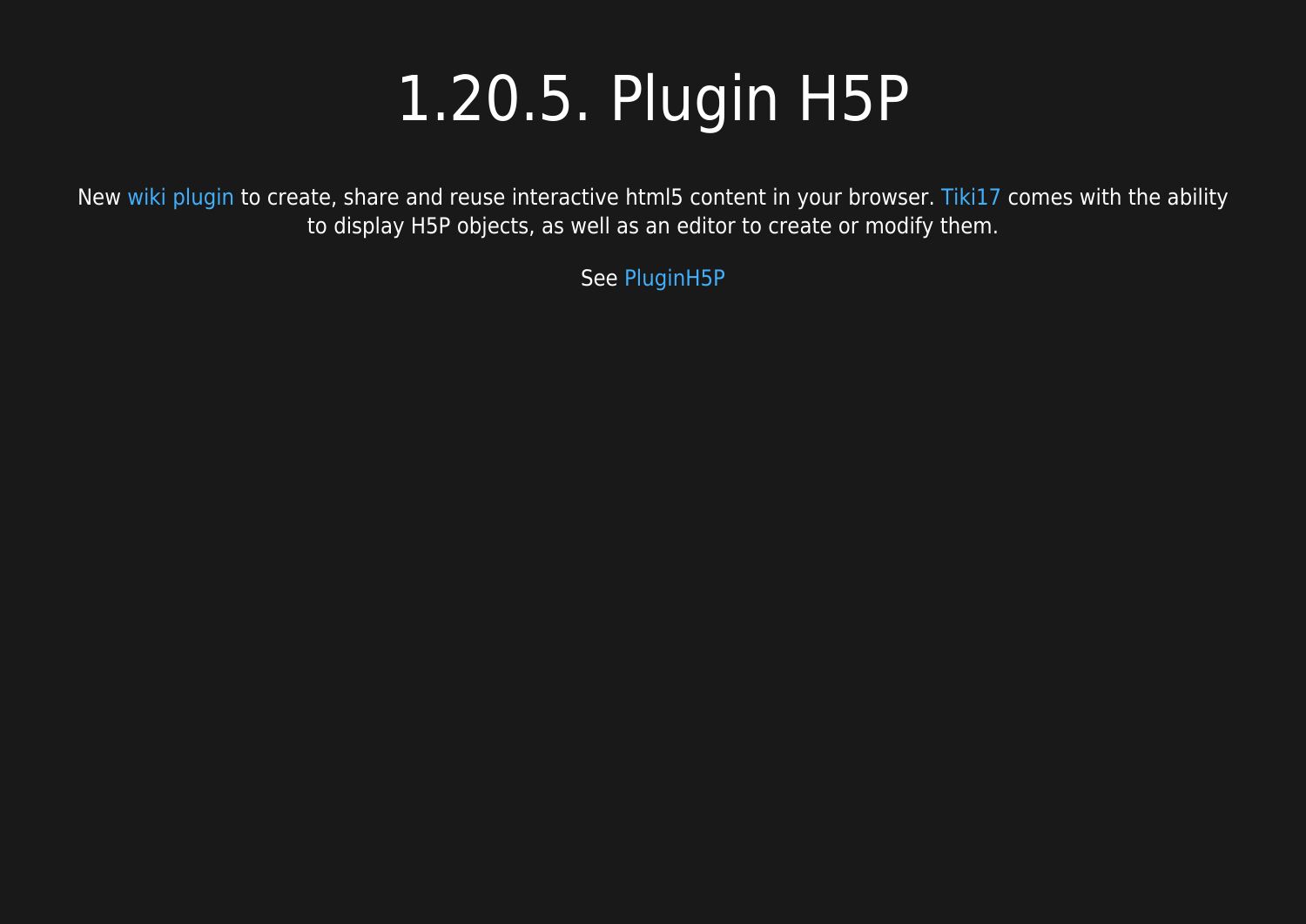# 1.20.5. Plugin H5P

New wiki plugin to create, share and reuse interactive html5 content in your browser. Tiki17 comes with the ability to display H5P objects, as well as an editor to create or modify them.

See PluginH5P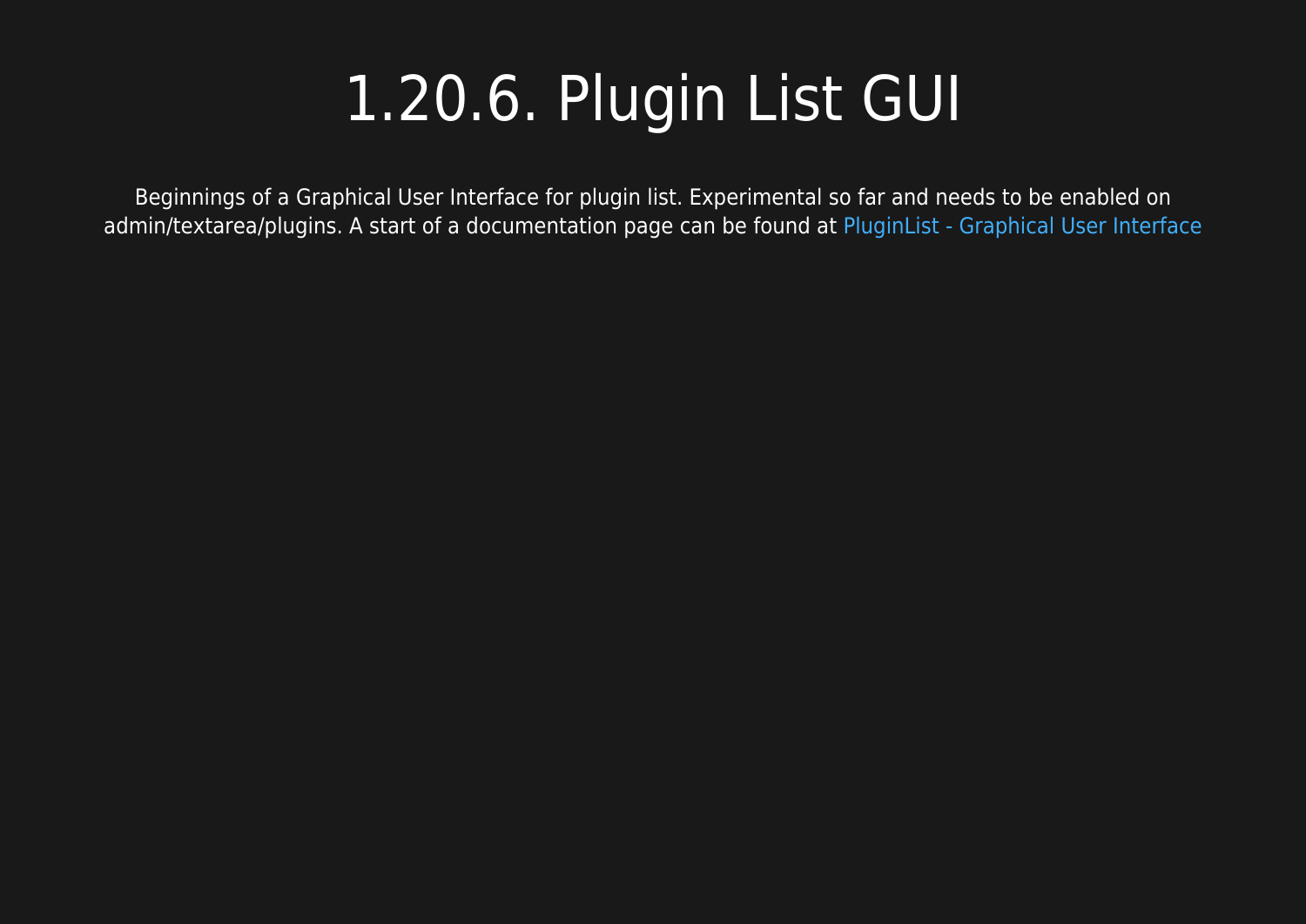# 1.20.6. Plugin List GUI

Beginnings of a Graphical User Interface for plugin list. Experimental so far and needs to be enabled on admin/textarea/plugins. A start of a documentation page can be found at PluginList - Graphical User Interface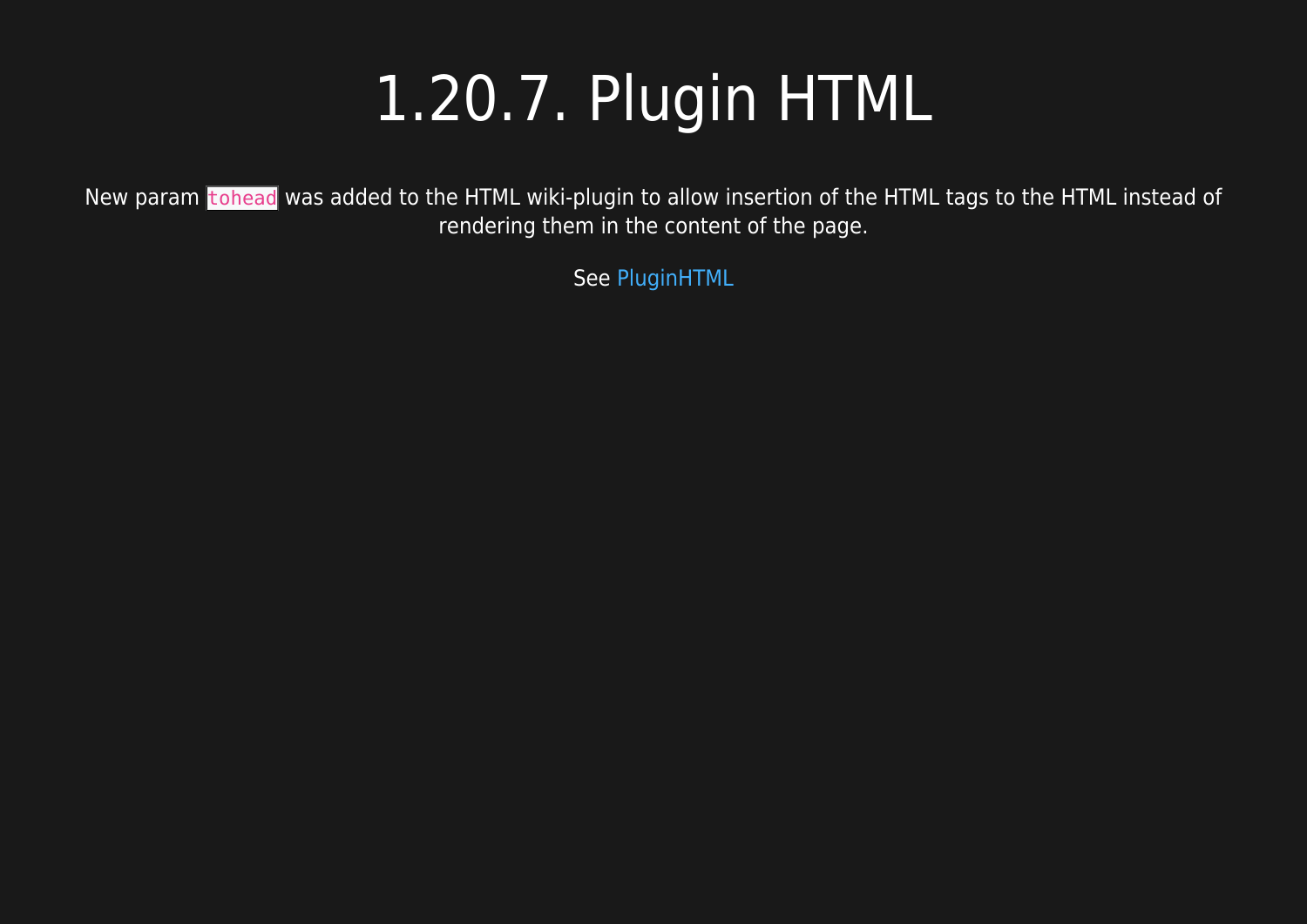# 1.20.7. Plugin HTML

New param `tohead` was added to the HTML wiki-plugin to allow insertion of the HTML tags to the HTML instead of rendering them in the content of the page.

See PluginHTML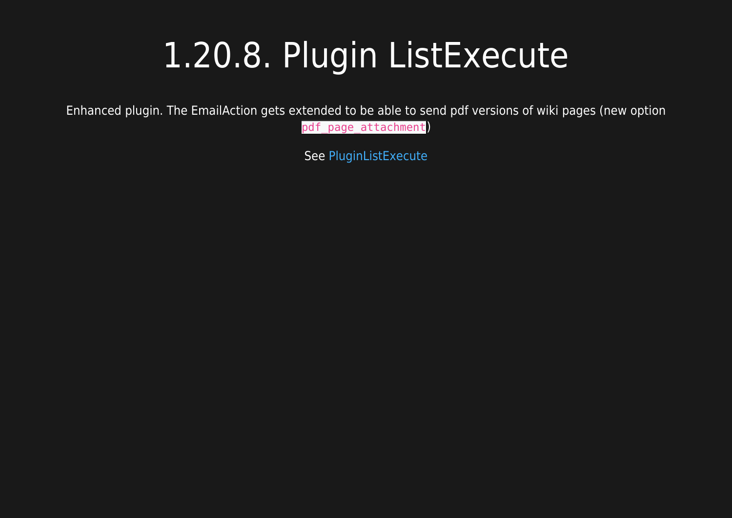# 1.20.8. Plugin ListExecute

Enhanced plugin. The EmailAction gets extended to be able to send pdf versions of wiki pages (new option `pdf_page_attachment`)

See PluginListExecute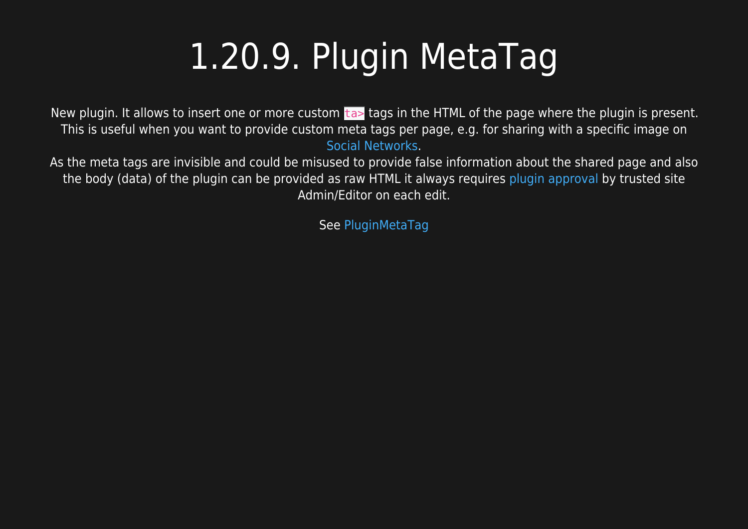# 1.20.9. Plugin MetaTag

New plugin. It allows to insert one or more custom `ta>` tags in the HTML of the page where the plugin is present. This is useful when you want to provide custom meta tags per page, e.g. for sharing with a specific image on Social Networks.
As the meta tags are invisible and could be misused to provide false information about the shared page and also the body (data) of the plugin can be provided as raw HTML it always requires plugin approval by trusted site Admin/Editor on each edit.

See PluginMetaTag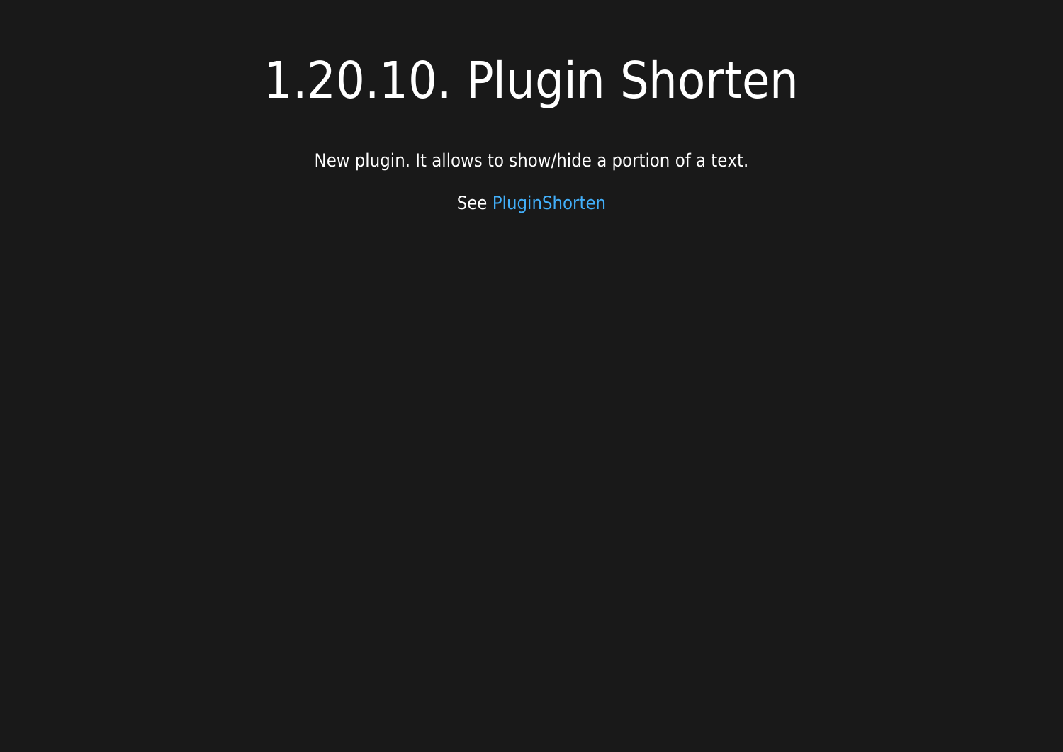# 1.20.10. Plugin Shorten

New plugin. It allows to show/hide a portion of a text.

See PluginShorten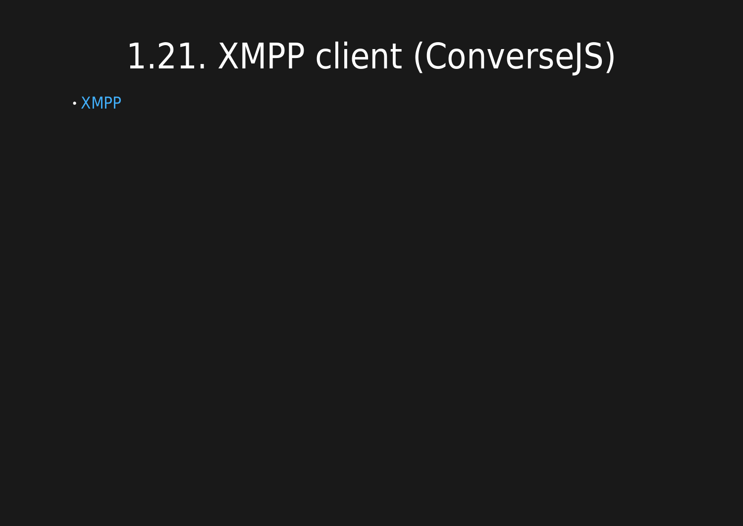# 1.21. XMPP client (ConverseJS)

- XMPP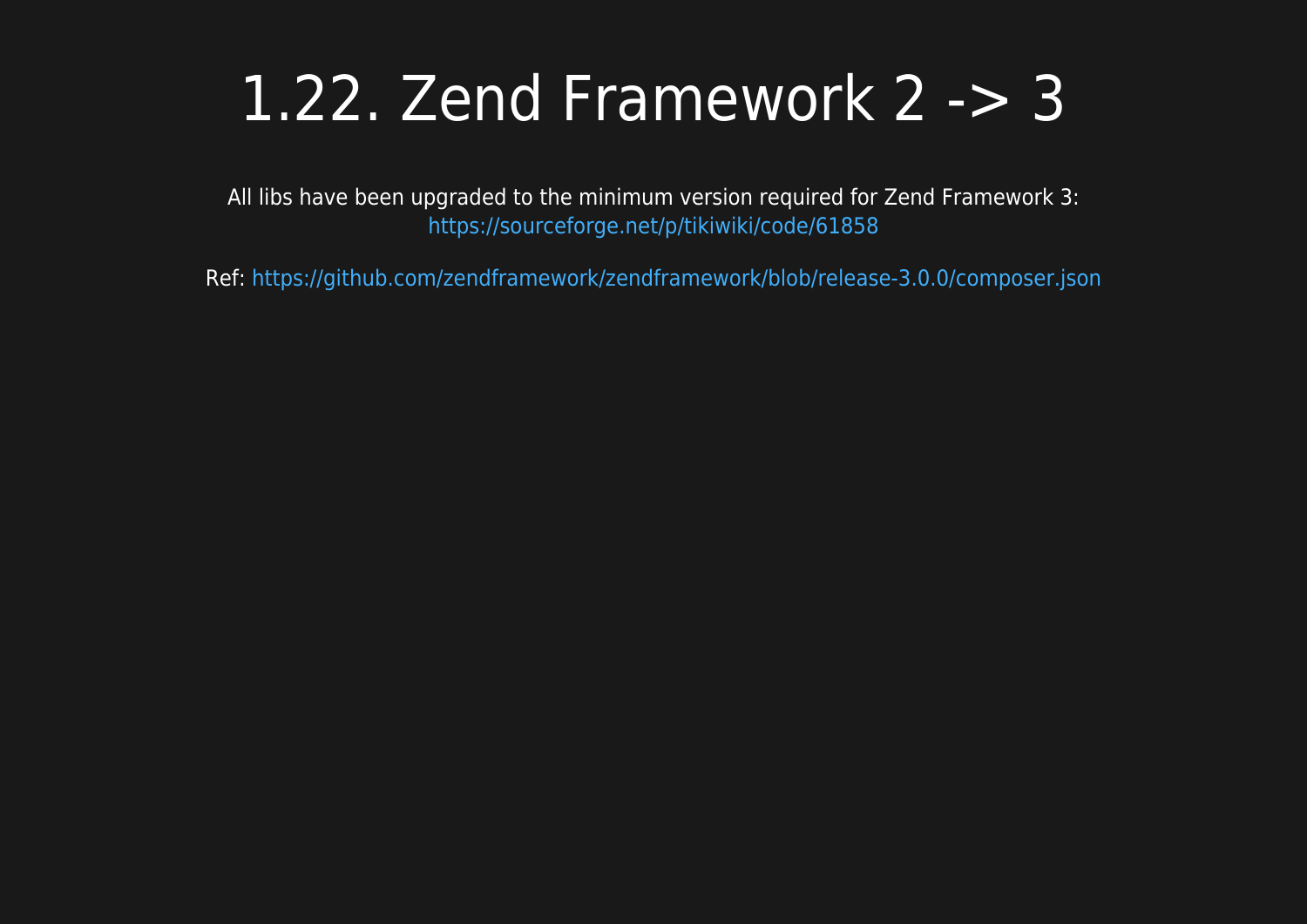# 1.22. Zend Framework 2 -> 3

All libs have been upgraded to the minimum version required for Zend Framework 3: https://sourceforge.net/p/tikiwiki/code/61858

Ref: https://github.com/zendframework/zendframework/blob/release-3.0.0/composer.json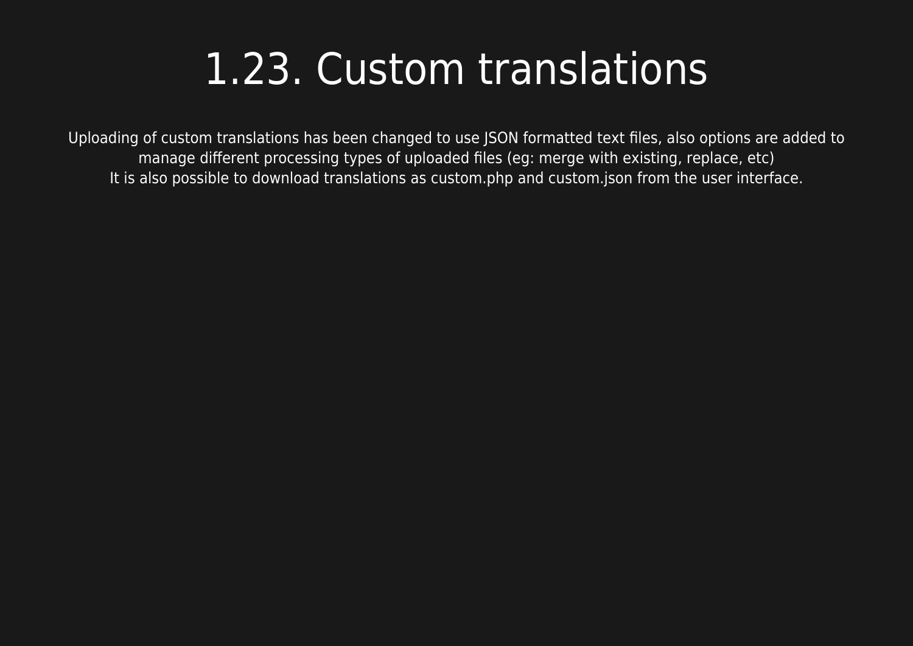# 1.23. Custom translations

Uploading of custom translations has been changed to use JSON formatted text files, also options are added to manage different processing types of uploaded files (eg: merge with existing, replace, etc)
It is also possible to download translations as custom.php and custom.json from the user interface.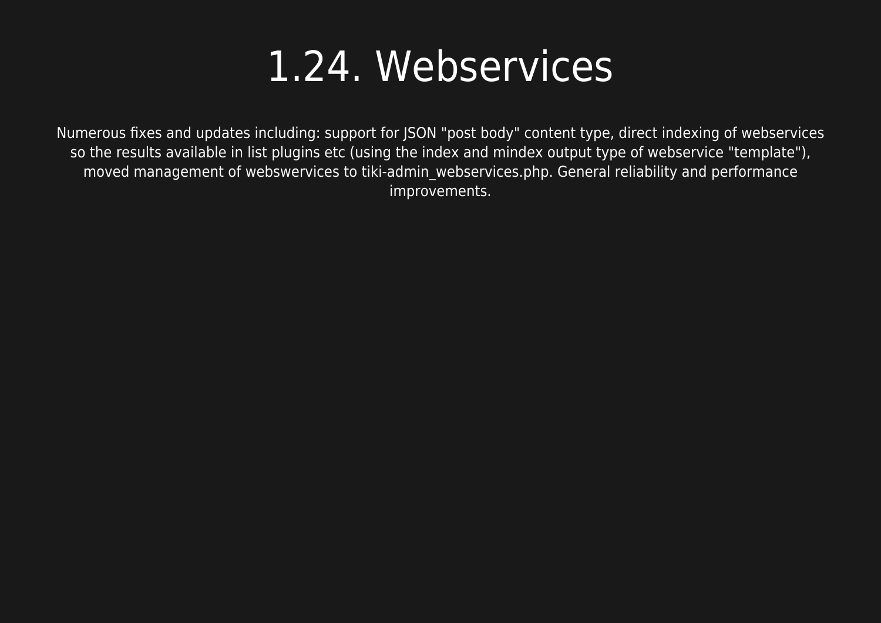# 1.24. Webservices

Numerous fixes and updates including: support for JSON "post body" content type, direct indexing of webservices so the results available in list plugins etc (using the index and mindex output type of webservice "template"), moved management of webswervices to tiki-admin_webservices.php. General reliability and performance improvements.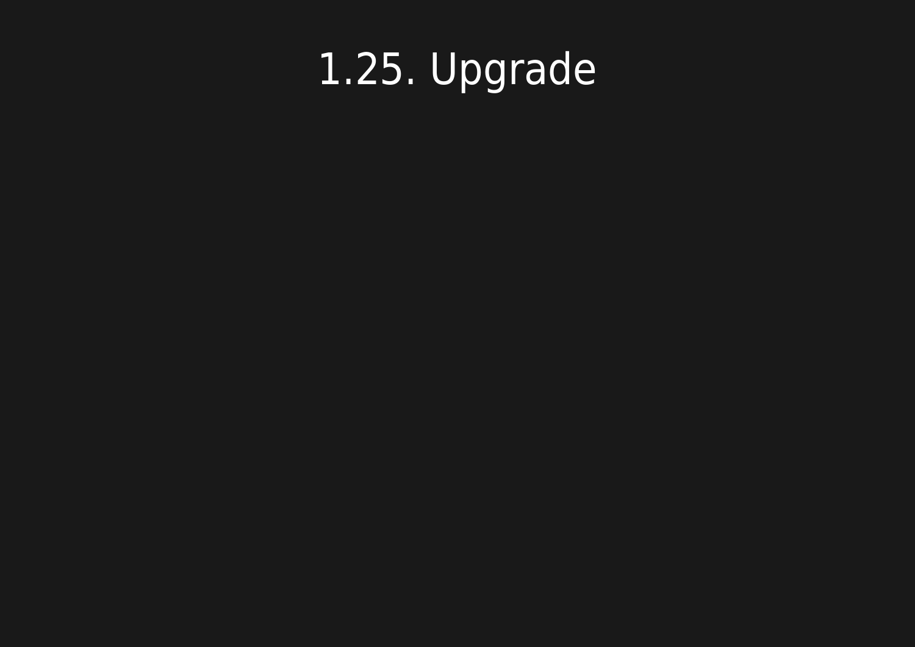# 1.25. Upgrade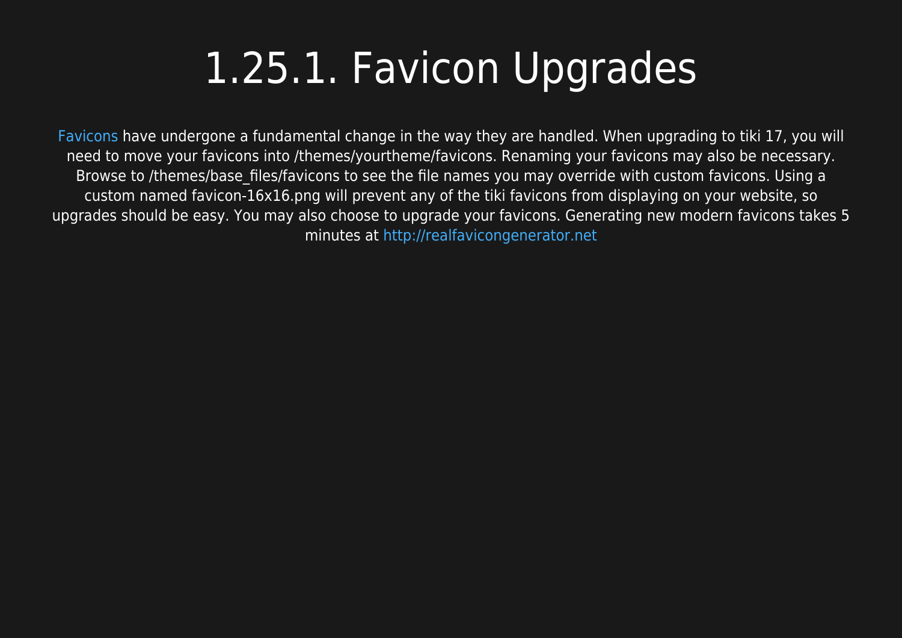# 1.25.1. Favicon Upgrades

Favicons have undergone a fundamental change in the way they are handled. When upgrading to tiki 17, you will need to move your favicons into /themes/yourtheme/favicons. Renaming your favicons may also be necessary. Browse to /themes/base_files/favicons to see the file names you may override with custom favicons. Using a custom named favicon-16x16.png will prevent any of the tiki favicons from displaying on your website, so upgrades should be easy. You may also choose to upgrade your favicons. Generating new modern favicons takes 5 minutes at http://realfavicongenerator.net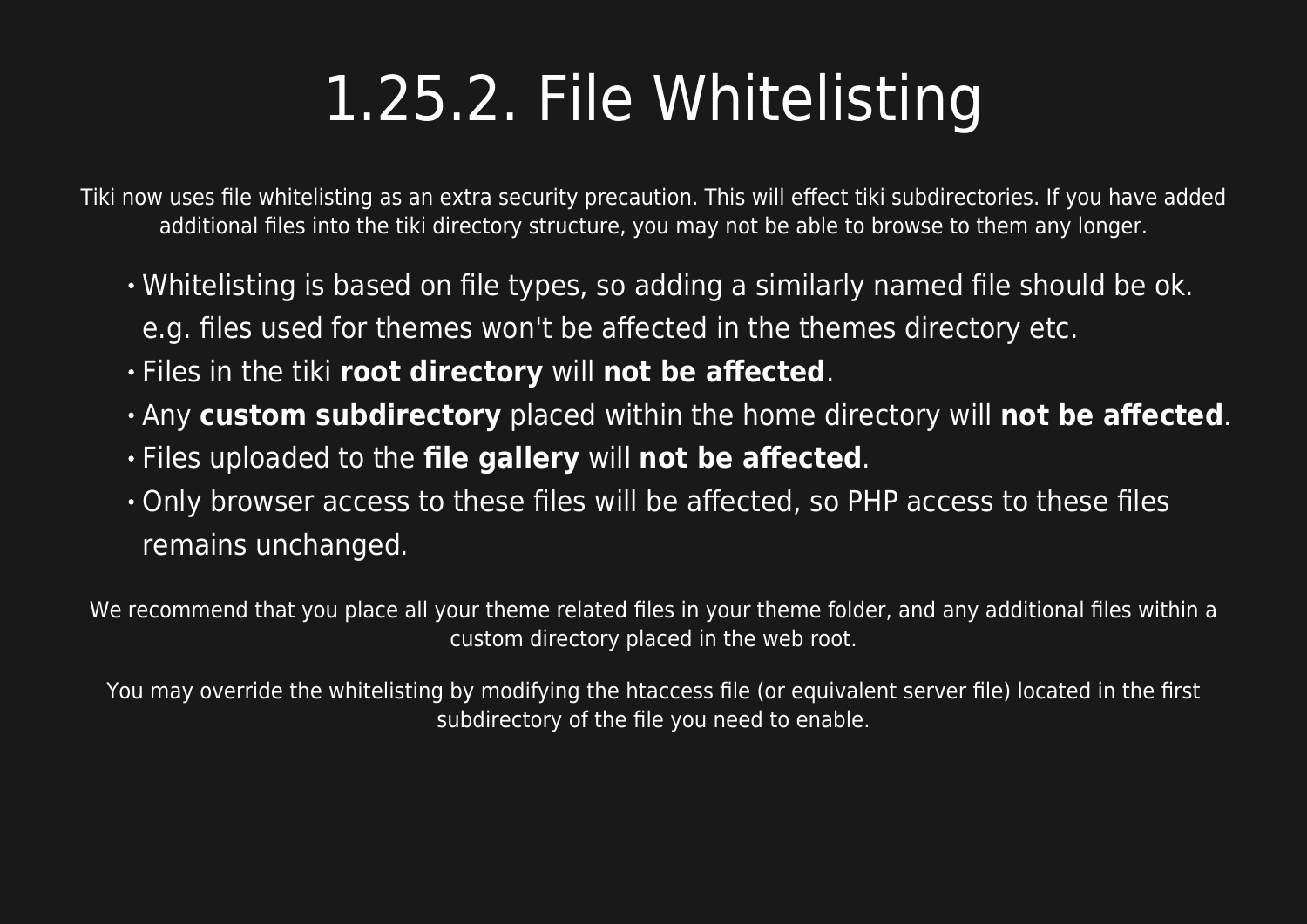# 1.25.2. File Whitelisting

Tiki now uses file whitelisting as an extra security precaution. This will effect tiki subdirectories. If you have added additional files into the tiki directory structure, you may not be able to browse to them any longer.

- Whitelisting is based on file types, so adding a similarly named file should be ok. e.g. files used for themes won't be affected in the themes directory etc.
- Files in the tiki **root directory** will **not be affected**.
- Any **custom subdirectory** placed within the home directory will **not be affected**.
- Files uploaded to the **file gallery** will **not be affected**.
- Only browser access to these files will be affected, so PHP access to these files remains unchanged.

We recommend that you place all your theme related files in your theme folder, and any additional files within a custom directory placed in the web root.

You may override the whitelisting by modifying the htaccess file (or equivalent server file) located in the first subdirectory of the file you need to enable.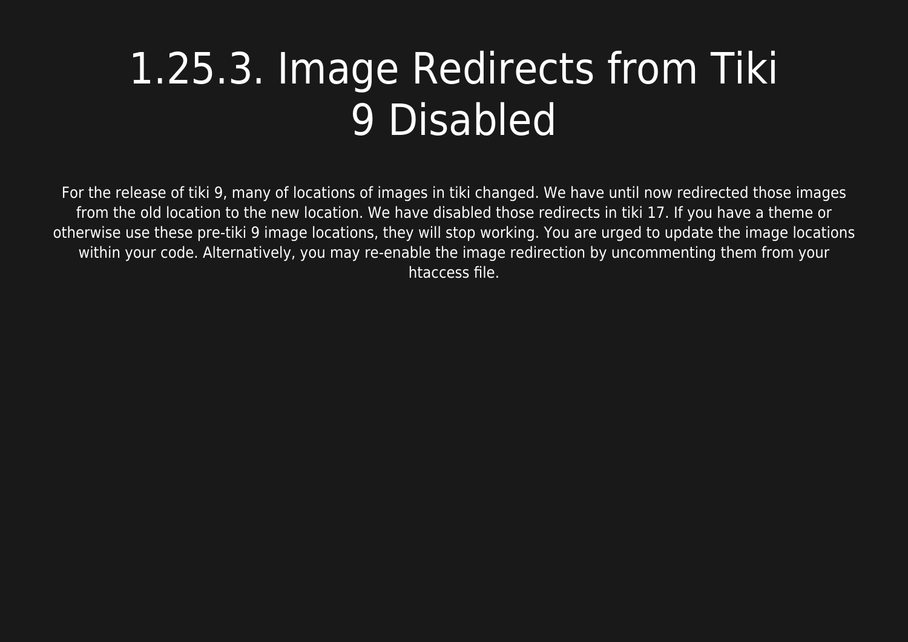# 1.25.3. Image Redirects from Tiki 9 Disabled

For the release of tiki 9, many of locations of images in tiki changed. We have until now redirected those images from the old location to the new location. We have disabled those redirects in tiki 17. If you have a theme or otherwise use these pre-tiki 9 image locations, they will stop working. You are urged to update the image locations within your code. Alternatively, you may re-enable the image redirection by uncommenting them from your htaccess file.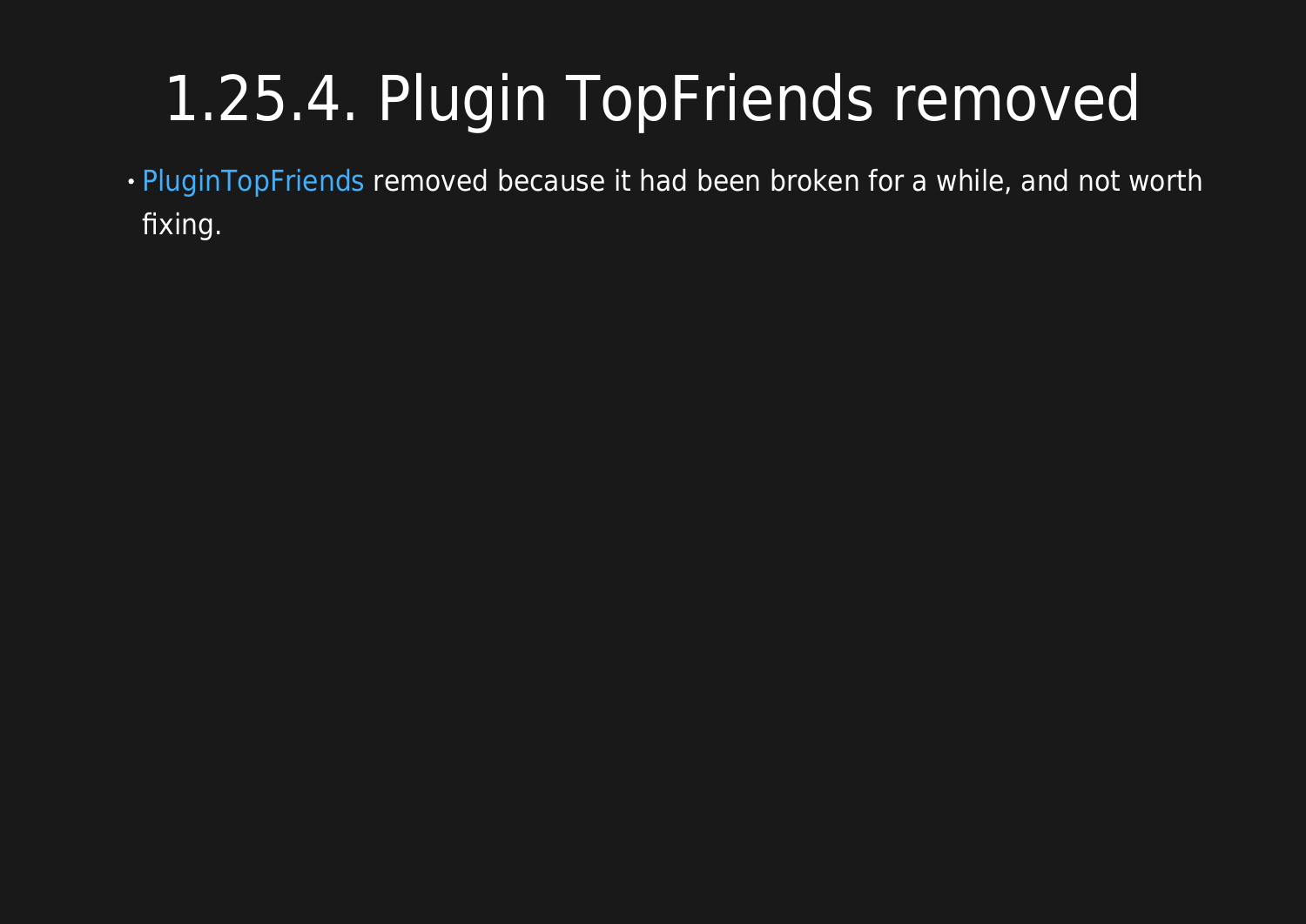# 1.25.4. Plugin TopFriends removed

- PluginTopFriends removed because it had been broken for a while, and not worth fixing.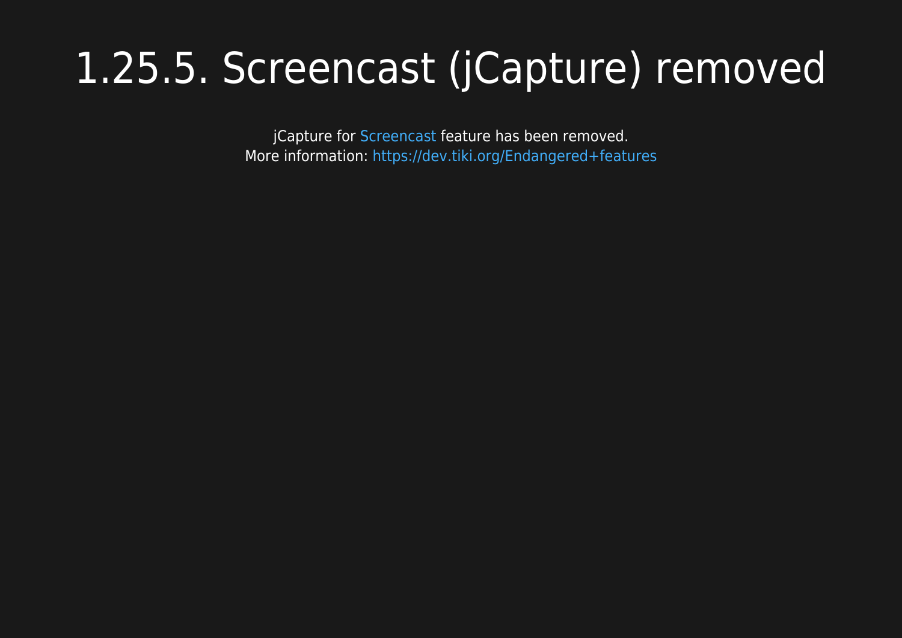# 1.25.5. Screencast (jCapture) removed

jCapture for Screencast feature has been removed.
More information: https://dev.tiki.org/Endangered+features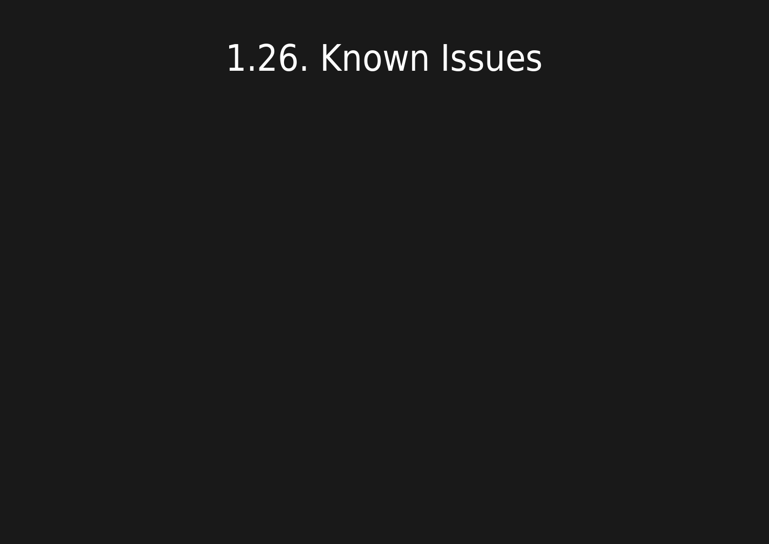# 1.26. Known Issues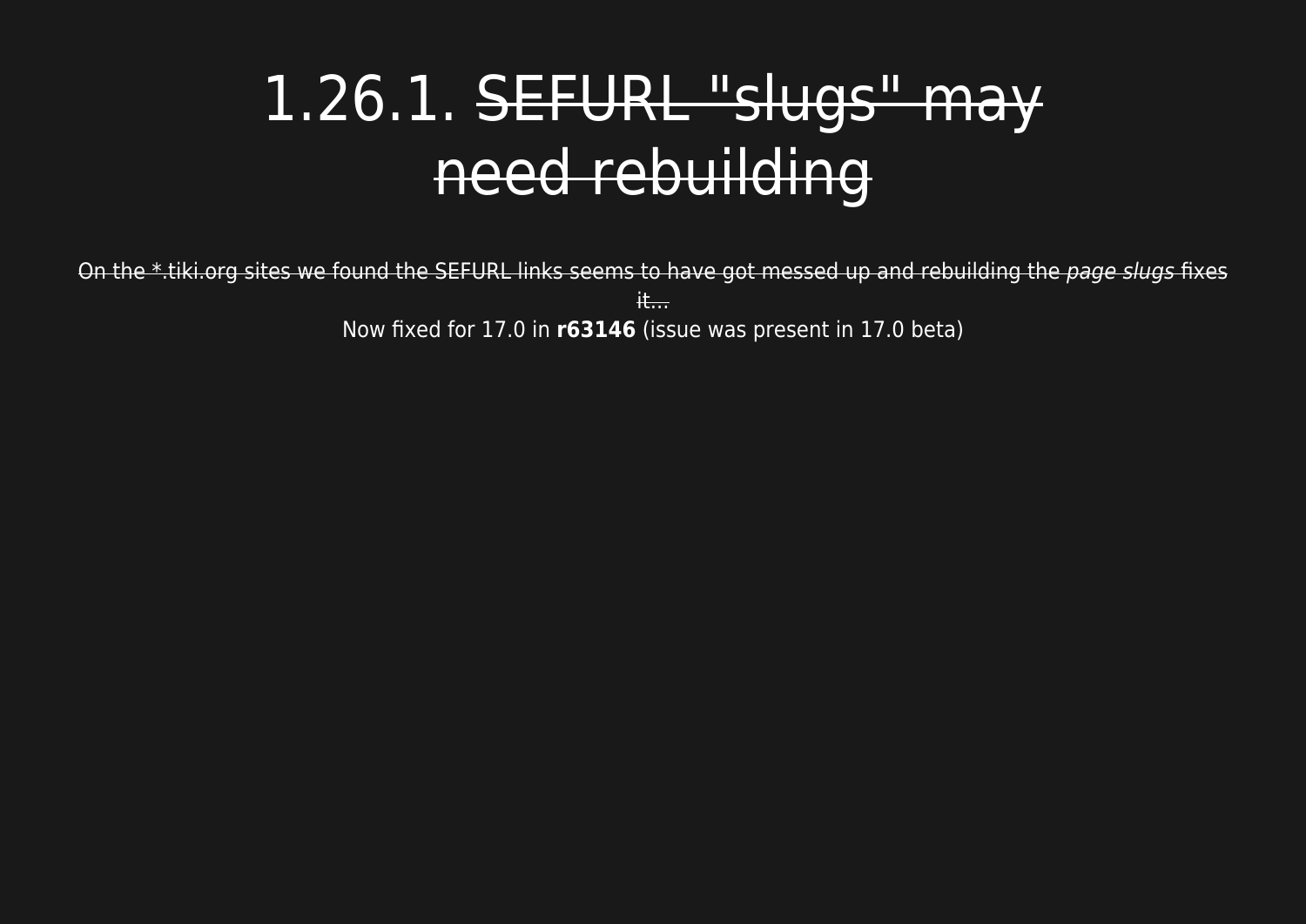# 1.26.1. ~~SEFURL "slugs" may need rebuilding~~

~~On the *.tiki.org sites we found the SEFURL links seems to have got messed up and rebuilding the *page slugs* fixes it...~~
Now fixed for 17.0 in **r63146** (issue was present in 17.0 beta)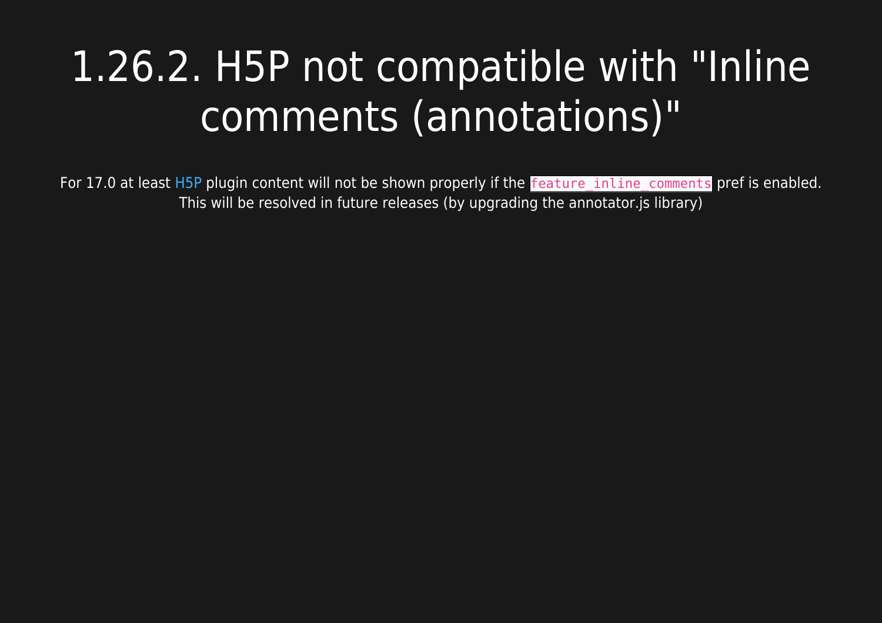# 1.26.2. H5P not compatible with "Inline comments (annotations)"

For 17.0 at least H5P plugin content will not be shown properly if the `feature_inline_comments` pref is enabled. This will be resolved in future releases (by upgrading the annotator.js library)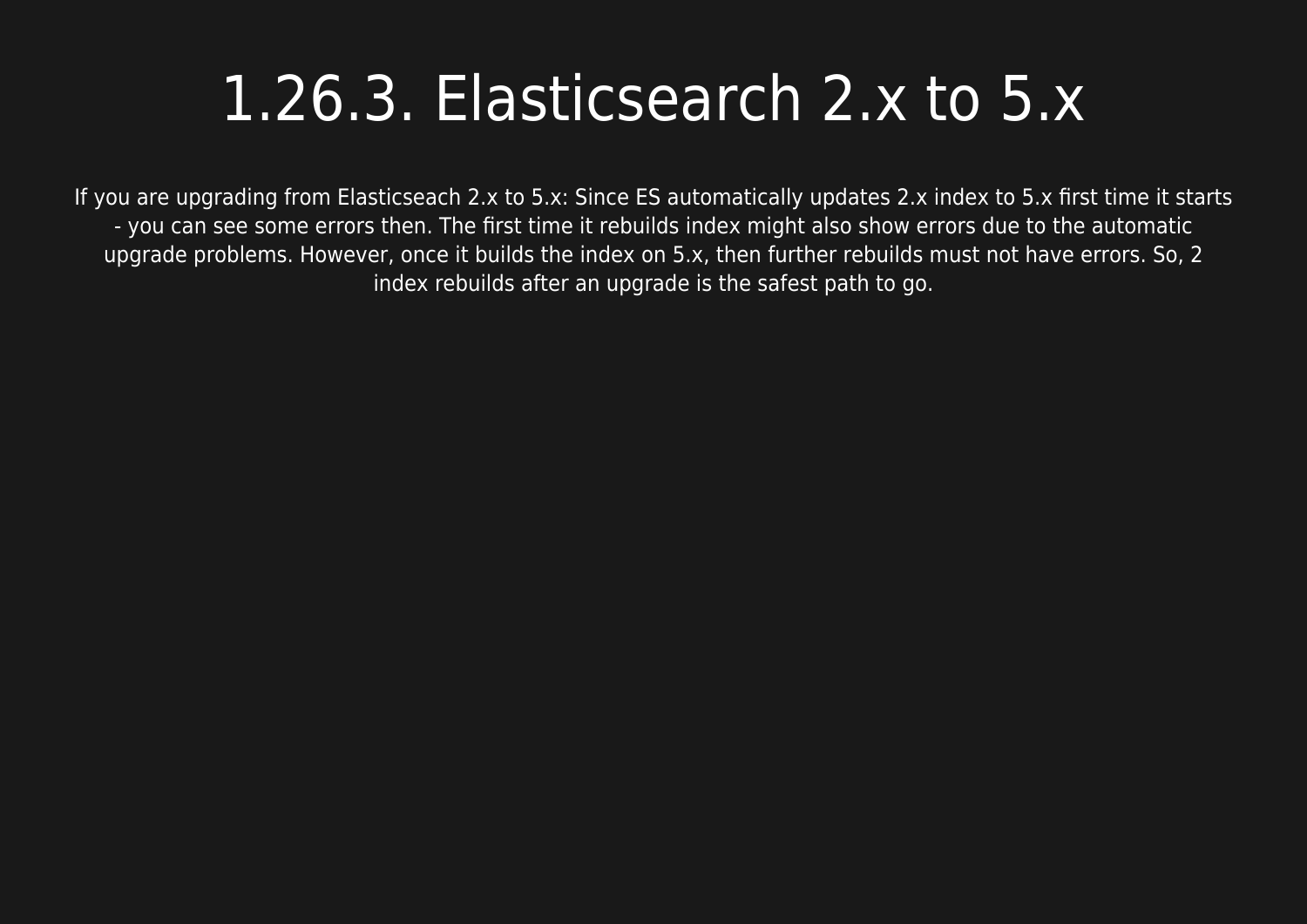# 1.26.3. Elasticsearch 2.x to 5.x

If you are upgrading from Elasticseach 2.x to 5.x: Since ES automatically updates 2.x index to 5.x first time it starts - you can see some errors then. The first time it rebuilds index might also show errors due to the automatic upgrade problems. However, once it builds the index on 5.x, then further rebuilds must not have errors. So, 2 index rebuilds after an upgrade is the safest path to go.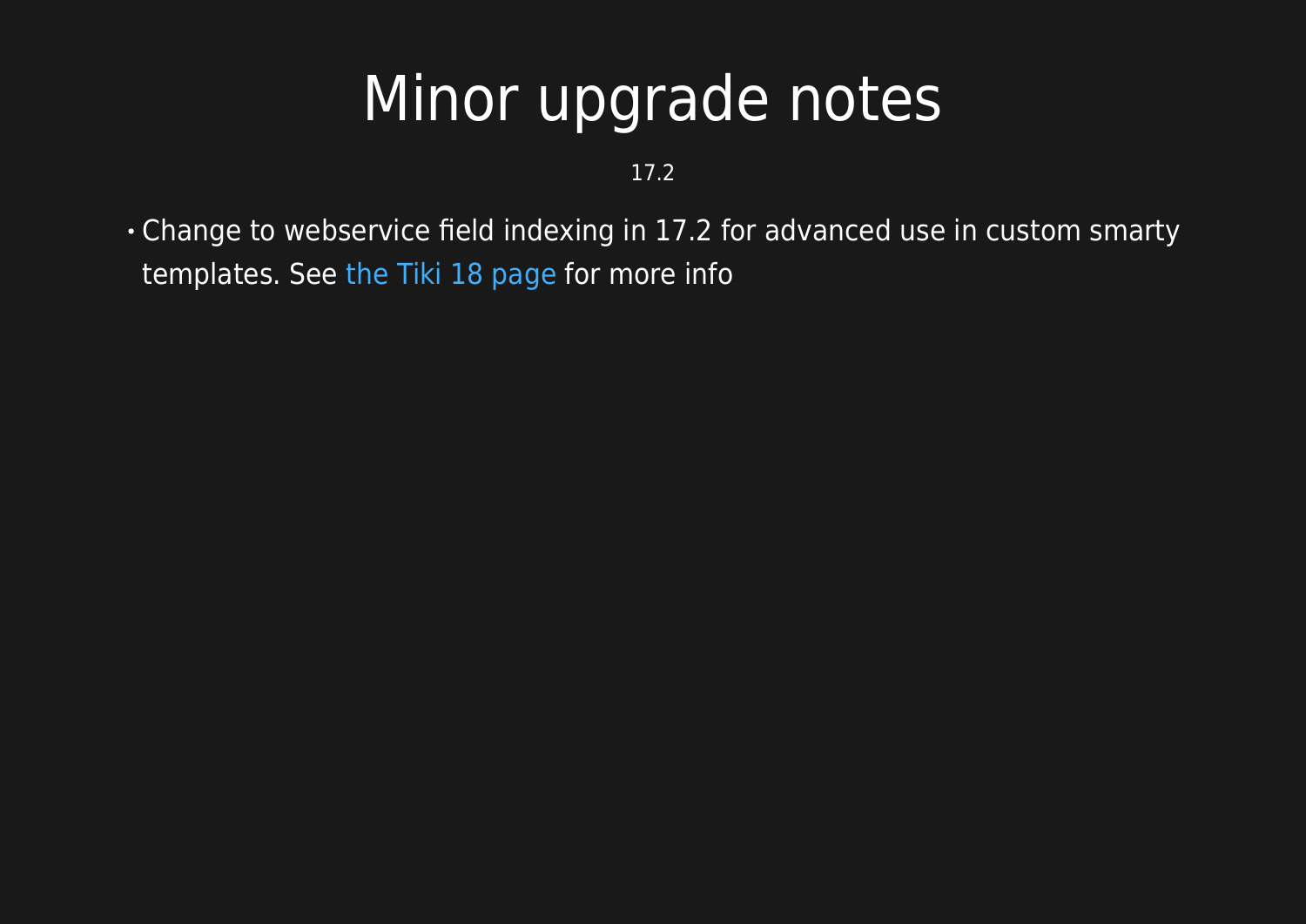# Minor upgrade notes

17.2

- Change to webservice field indexing in 17.2 for advanced use in custom smarty templates. See the Tiki 18 page for more info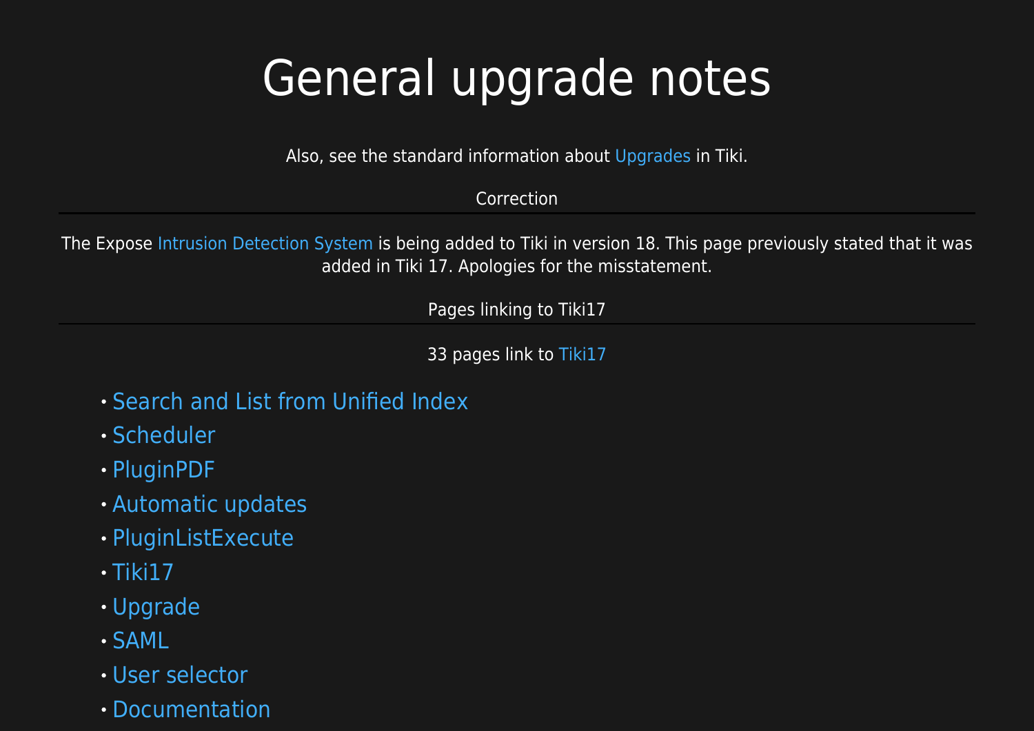# General upgrade notes

Also, see the standard information about Upgrades in Tiki.

Correction

The Expose Intrusion Detection System is being added to Tiki in version 18. This page previously stated that it was added in Tiki 17. Apologies for the misstatement.

Pages linking to Tiki17

33 pages link to Tiki17

- Search and List from Unified Index
- Scheduler
- PluginPDF
- Automatic updates
- PluginListExecute
- Tiki17
- Upgrade
- SAML
- User selector
- Documentation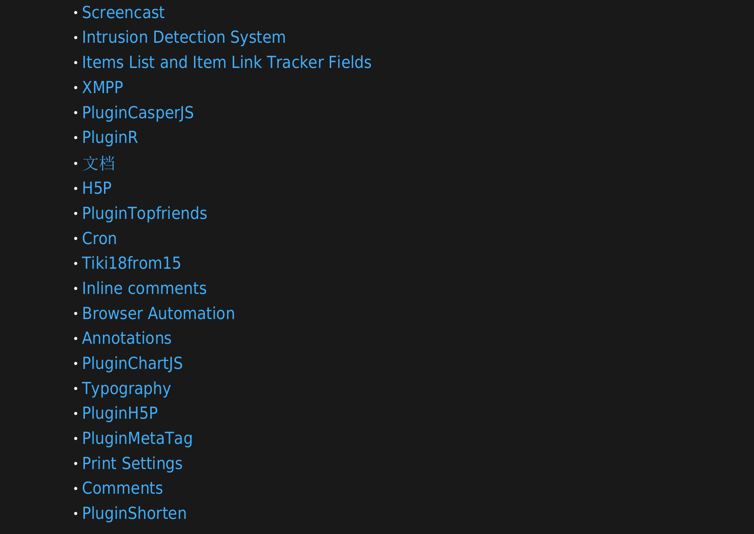- Screencast
- Intrusion Detection System
- Items List and Item Link Tracker Fields
- XMPP
- PluginCasperJS
- PluginR
- 文档
- H5P
- PluginTopfriends
- Cron
- Tiki18from15
- Inline comments
- Browser Automation
- Annotations
- PluginChartJS
- Typography
- PluginH5P
- PluginMetaTag
- Print Settings
- Comments
- PluginShorten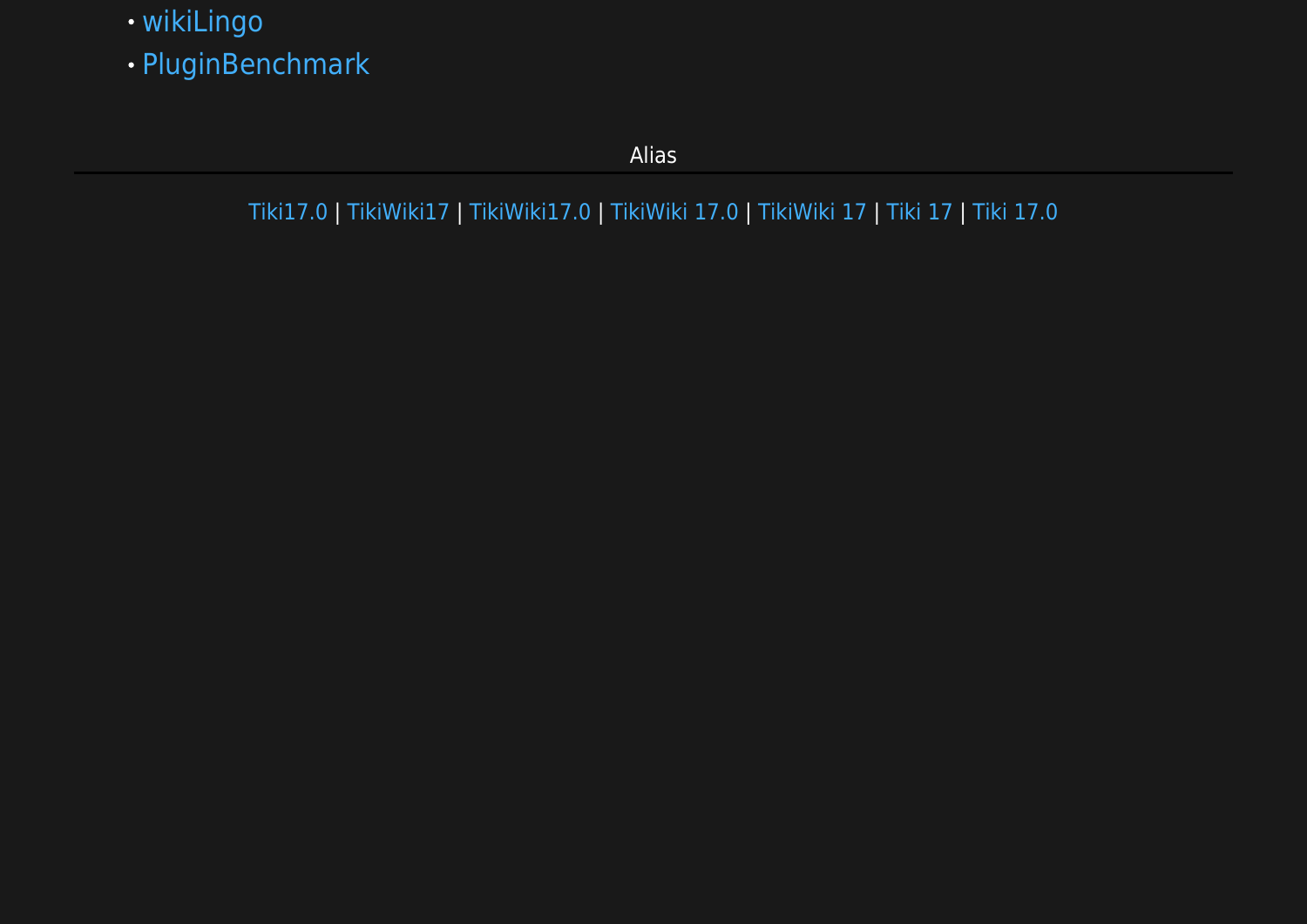- wikiLingo
- PluginBenchmark

Alias

Tiki17.0 | TikiWiki17 | TikiWiki17.0 | TikiWiki 17.0 | TikiWiki 17 | Tiki 17 | Tiki 17.0